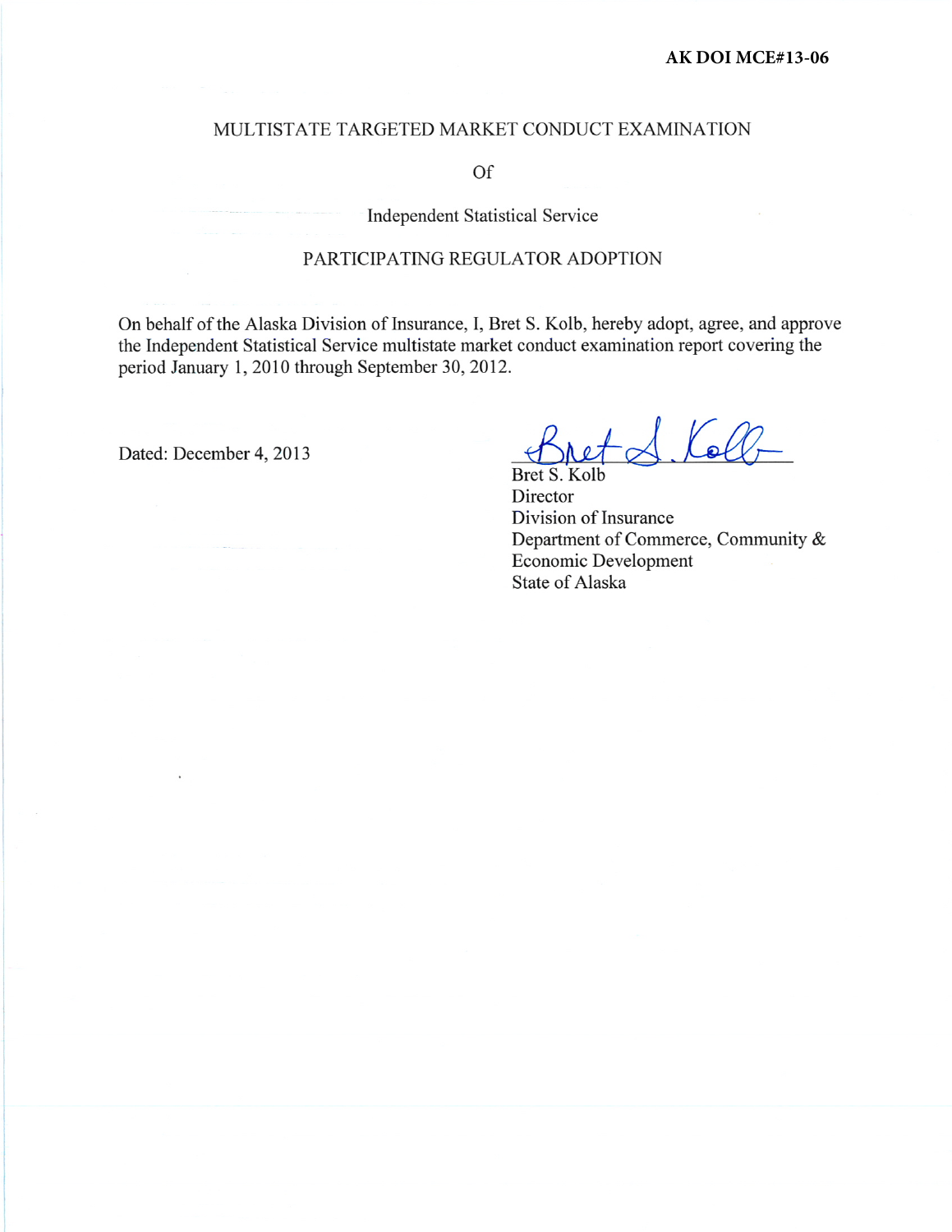**AK DOI MCE#13-06**

MULTISTATE TARGETED MARKET CONDUCT EXAMINATION

Of

Independent Statistical Service

PARTICIPATING REGULATOR ADOPTION

On behalf of the Alaska Division of Insurance, I, Bret S. Kolb, hereby adopt, agree, and approve the Independent Statistical Service multistate market conduct examination report covering the period January 1, 2010 through September 30, 2012.

Dated: December 4, 2013

Bret S. Kolb
Director
Division of Insurance
Department of Commerce, Community & Economic Development
State of Alaska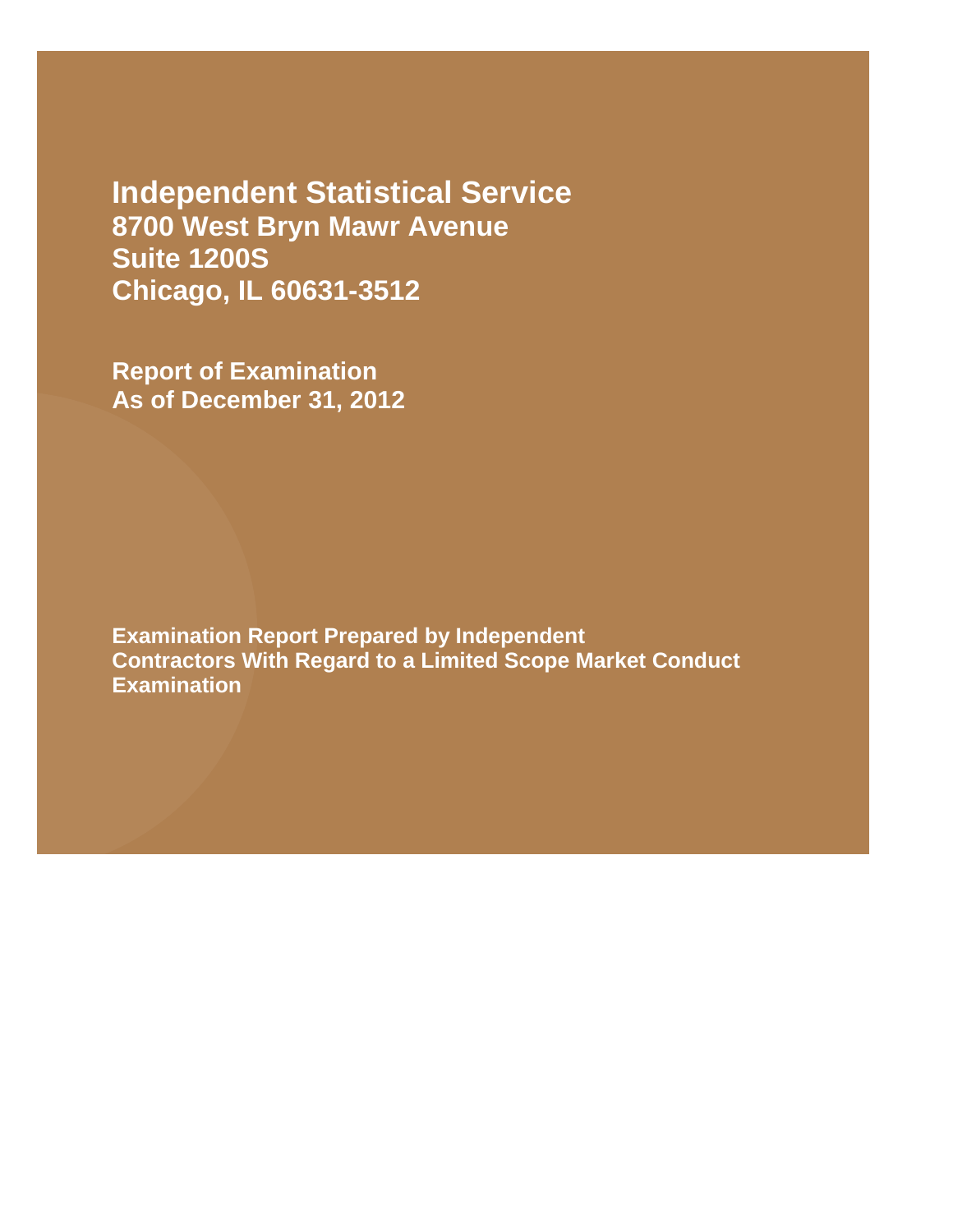# Independent Statistical Service

**8700 West Bryn Mawr Avenue**
**Suite 1200S**
**Chicago, IL 60631-3512**

**Report of Examination**
**As of December 31, 2012**

**Examination Report Prepared by Independent Contractors With Regard to a Limited Scope Market Conduct Examination**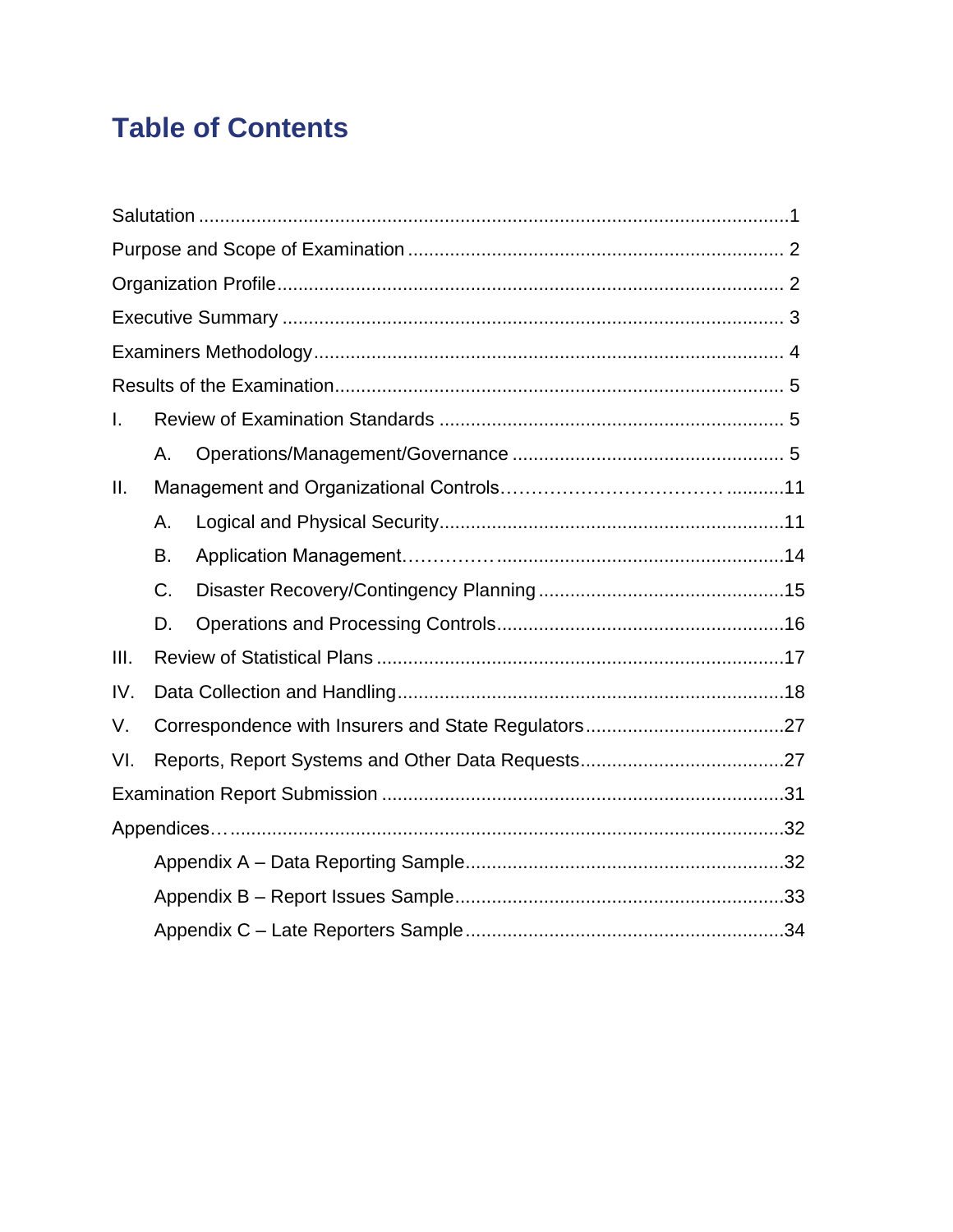# Table of Contents

Salutation ....................................................................................................1

Purpose and Scope of Examination ....................................................................... 2

Organization Profile................................................................................................ 2

Executive Summary ............................................................................................... 3

Examiners Methodology......................................................................................... 4

Results of the Examination..................................................................................... 5

I. Review of Examination Standards ................................................................. 5

  A. Operations/Management/Governance ................................................... 5

II. Management and Organizational Controls……………………………. ...........11

  A. Logical and Physical Security.................................................................11

  B. Application Management.……………......................................................14

  C. Disaster Recovery/Contingency Planning ...............................................15

  D. Operations and Processing Controls......................................................16

III. Review of Statistical Plans .............................................................................17

IV. Data Collection and Handling.........................................................................18

V. Correspondence with Insurers and State Regulators.....................................27

VI. Reports, Report Systems and Other Data Requests......................................27

Examination Report Submission ...........................................................................31

Appendices…........................................................................................................32

  Appendix A – Data Reporting Sample............................................................32

  Appendix B – Report Issues Sample..............................................................33

  Appendix C – Late Reporters Sample............................................................34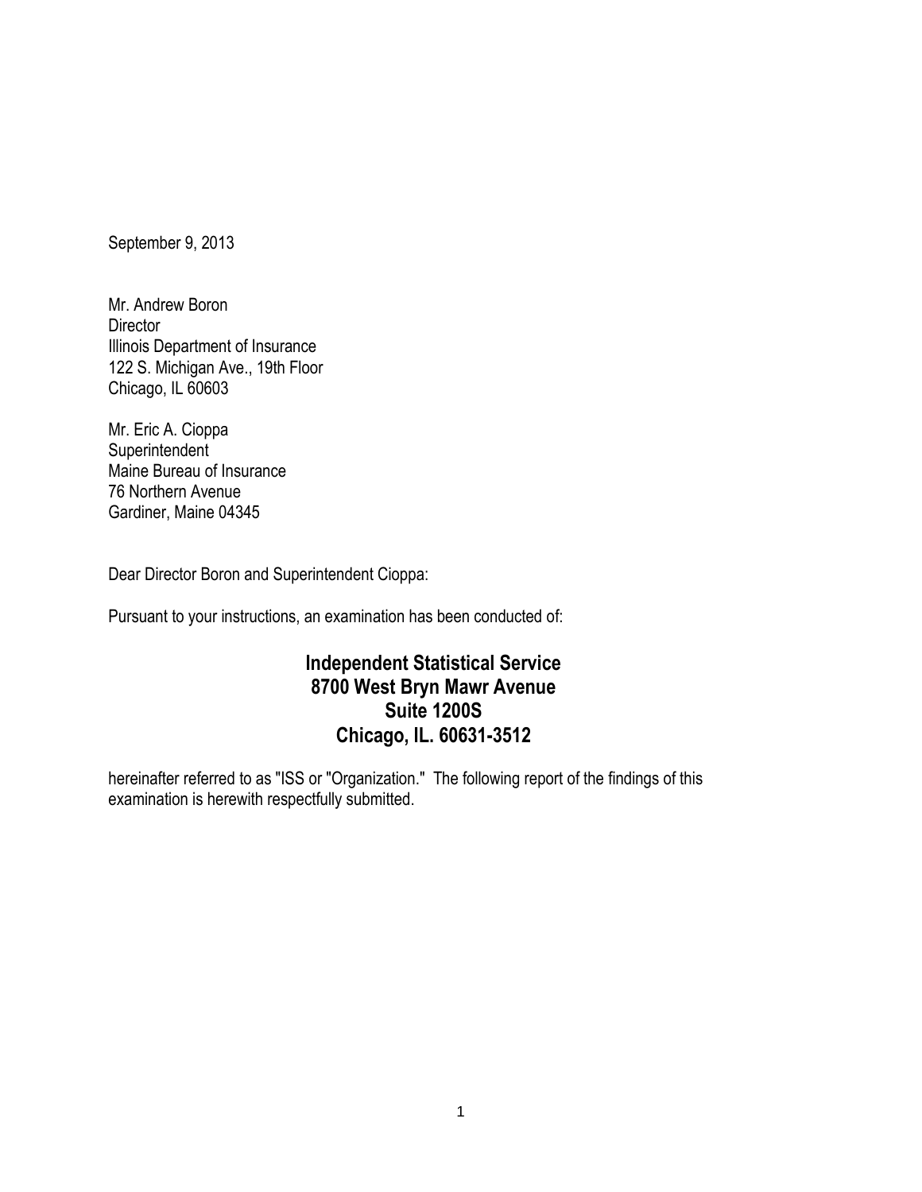September 9, 2013

Mr. Andrew Boron
Director
Illinois Department of Insurance
122 S. Michigan Ave., 19th Floor
Chicago, IL 60603

Mr. Eric A. Cioppa
Superintendent
Maine Bureau of Insurance
76 Northern Avenue
Gardiner, Maine 04345

Dear Director Boron and Superintendent Cioppa:

Pursuant to your instructions, an examination has been conducted of:

**Independent Statistical Service**
**8700 West Bryn Mawr Avenue**
**Suite 1200S**
**Chicago, IL. 60631-3512**

hereinafter referred to as "ISS or "Organization." The following report of the findings of this examination is herewith respectfully submitted.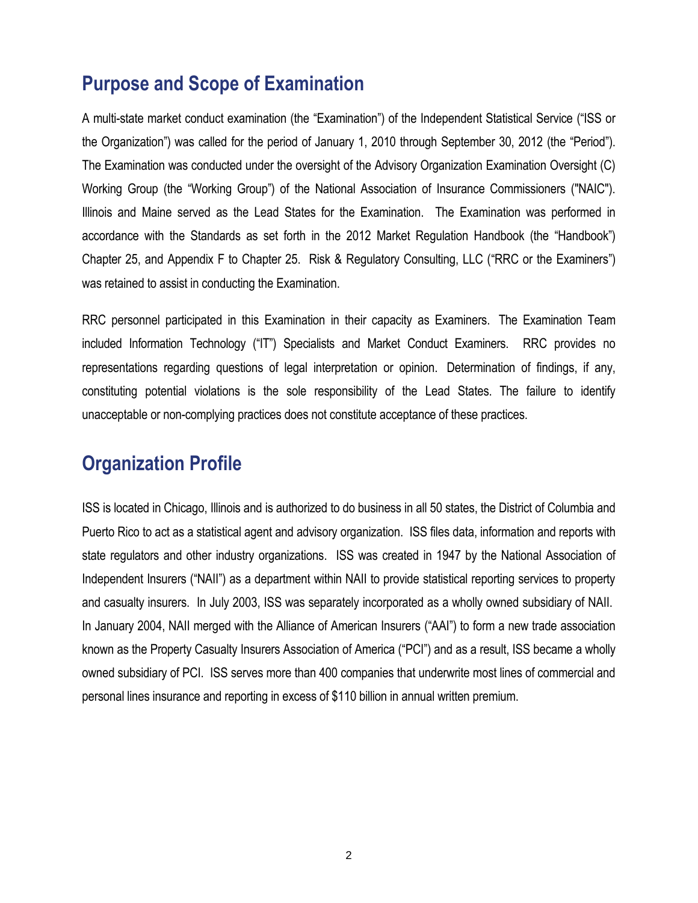## Purpose and Scope of Examination

A multi-state market conduct examination (the "Examination") of the Independent Statistical Service ("ISS or the Organization") was called for the period of January 1, 2010 through September 30, 2012 (the "Period"). The Examination was conducted under the oversight of the Advisory Organization Examination Oversight (C) Working Group (the "Working Group") of the National Association of Insurance Commissioners ("NAIC"). Illinois and Maine served as the Lead States for the Examination. The Examination was performed in accordance with the Standards as set forth in the 2012 Market Regulation Handbook (the "Handbook") Chapter 25, and Appendix F to Chapter 25. Risk & Regulatory Consulting, LLC ("RRC or the Examiners") was retained to assist in conducting the Examination.

RRC personnel participated in this Examination in their capacity as Examiners. The Examination Team included Information Technology ("IT") Specialists and Market Conduct Examiners. RRC provides no representations regarding questions of legal interpretation or opinion. Determination of findings, if any, constituting potential violations is the sole responsibility of the Lead States. The failure to identify unacceptable or non-complying practices does not constitute acceptance of these practices.

## Organization Profile

ISS is located in Chicago, Illinois and is authorized to do business in all 50 states, the District of Columbia and Puerto Rico to act as a statistical agent and advisory organization. ISS files data, information and reports with state regulators and other industry organizations. ISS was created in 1947 by the National Association of Independent Insurers ("NAII") as a department within NAII to provide statistical reporting services to property and casualty insurers. In July 2003, ISS was separately incorporated as a wholly owned subsidiary of NAII. In January 2004, NAII merged with the Alliance of American Insurers ("AAI") to form a new trade association known as the Property Casualty Insurers Association of America ("PCI") and as a result, ISS became a wholly owned subsidiary of PCI. ISS serves more than 400 companies that underwrite most lines of commercial and personal lines insurance and reporting in excess of $110 billion in annual written premium.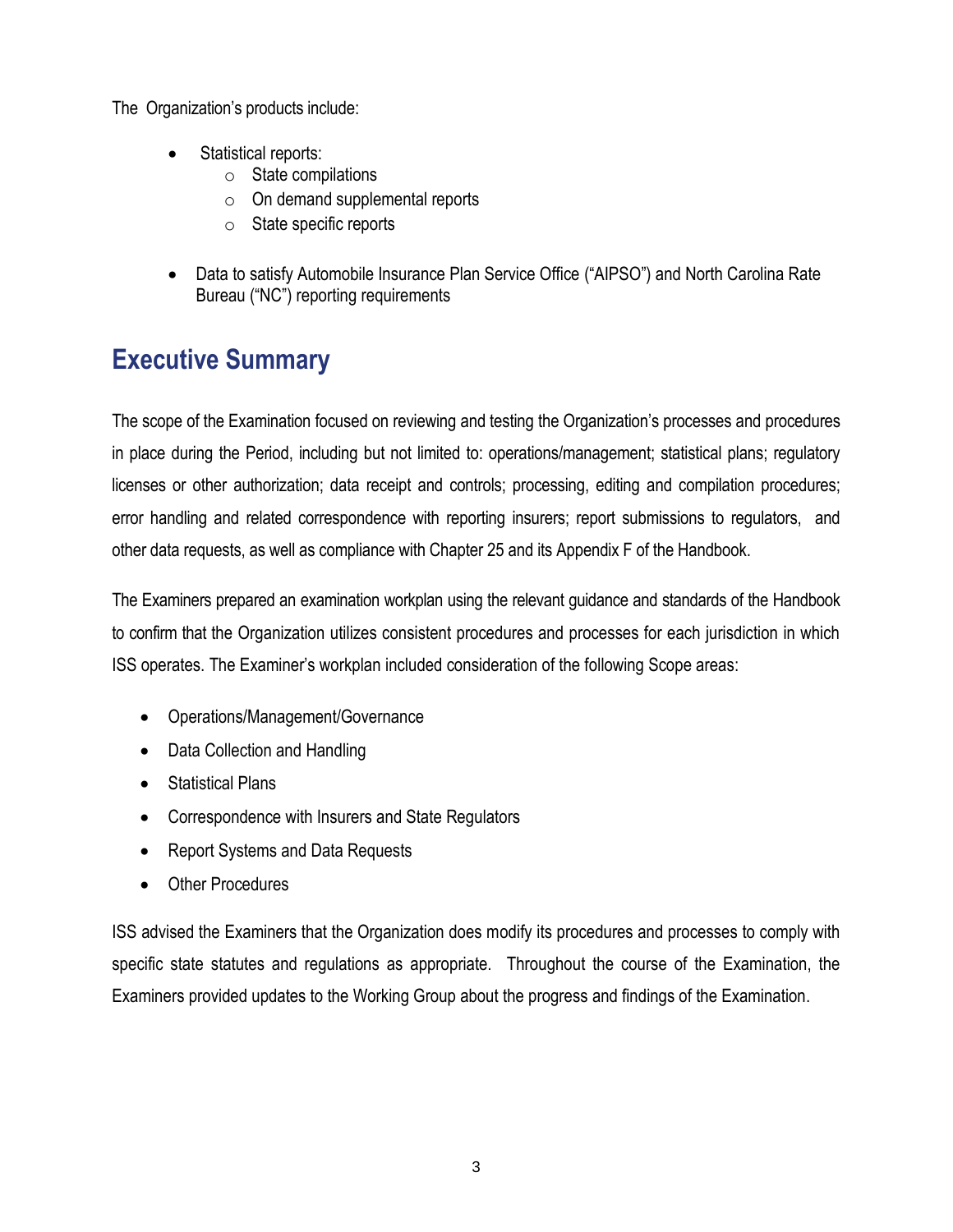The Organization's products include:

- Statistical reports:
    - State compilations
    - On demand supplemental reports
    - State specific reports
- Data to satisfy Automobile Insurance Plan Service Office ("AIPSO") and North Carolina Rate Bureau ("NC") reporting requirements

## Executive Summary

The scope of the Examination focused on reviewing and testing the Organization's processes and procedures in place during the Period, including but not limited to: operations/management; statistical plans; regulatory licenses or other authorization; data receipt and controls; processing, editing and compilation procedures; error handling and related correspondence with reporting insurers; report submissions to regulators, and other data requests, as well as compliance with Chapter 25 and its Appendix F of the Handbook.

The Examiners prepared an examination workplan using the relevant guidance and standards of the Handbook to confirm that the Organization utilizes consistent procedures and processes for each jurisdiction in which ISS operates. The Examiner's workplan included consideration of the following Scope areas:

- Operations/Management/Governance
- Data Collection and Handling
- Statistical Plans
- Correspondence with Insurers and State Regulators
- Report Systems and Data Requests
- Other Procedures

ISS advised the Examiners that the Organization does modify its procedures and processes to comply with specific state statutes and regulations as appropriate. Throughout the course of the Examination, the Examiners provided updates to the Working Group about the progress and findings of the Examination.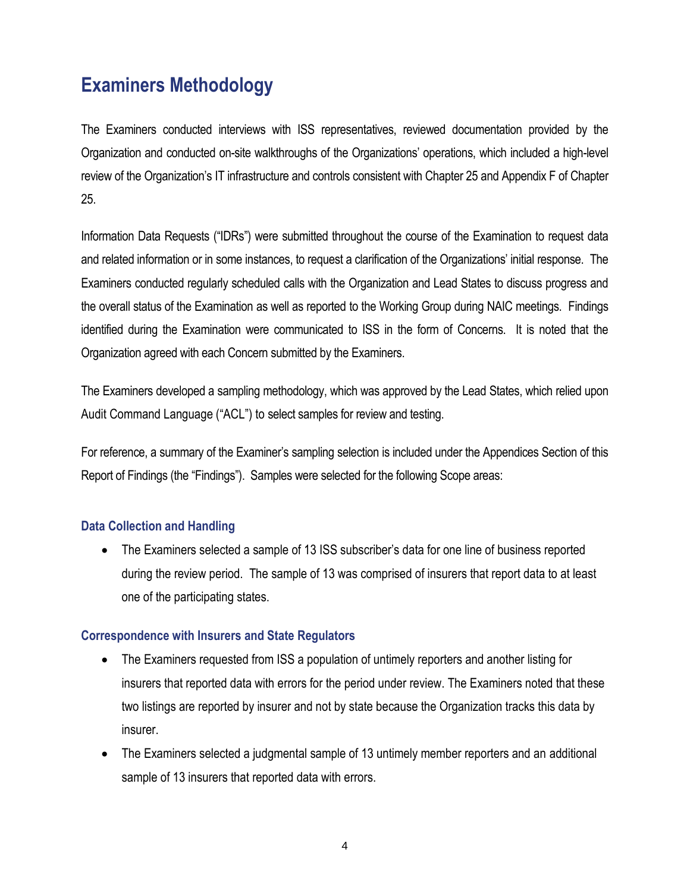## Examiners Methodology

The Examiners conducted interviews with ISS representatives, reviewed documentation provided by the Organization and conducted on-site walkthroughs of the Organizations' operations, which included a high-level review of the Organization's IT infrastructure and controls consistent with Chapter 25 and Appendix F of Chapter 25.

Information Data Requests ("IDRs") were submitted throughout the course of the Examination to request data and related information or in some instances, to request a clarification of the Organizations' initial response. The Examiners conducted regularly scheduled calls with the Organization and Lead States to discuss progress and the overall status of the Examination as well as reported to the Working Group during NAIC meetings. Findings identified during the Examination were communicated to ISS in the form of Concerns. It is noted that the Organization agreed with each Concern submitted by the Examiners.

The Examiners developed a sampling methodology, which was approved by the Lead States, which relied upon Audit Command Language ("ACL") to select samples for review and testing.

For reference, a summary of the Examiner's sampling selection is included under the Appendices Section of this Report of Findings (the "Findings"). Samples were selected for the following Scope areas:

### Data Collection and Handling

- The Examiners selected a sample of 13 ISS subscriber's data for one line of business reported during the review period. The sample of 13 was comprised of insurers that report data to at least one of the participating states.

### Correspondence with Insurers and State Regulators

- The Examiners requested from ISS a population of untimely reporters and another listing for insurers that reported data with errors for the period under review. The Examiners noted that these two listings are reported by insurer and not by state because the Organization tracks this data by insurer.
- The Examiners selected a judgmental sample of 13 untimely member reporters and an additional sample of 13 insurers that reported data with errors.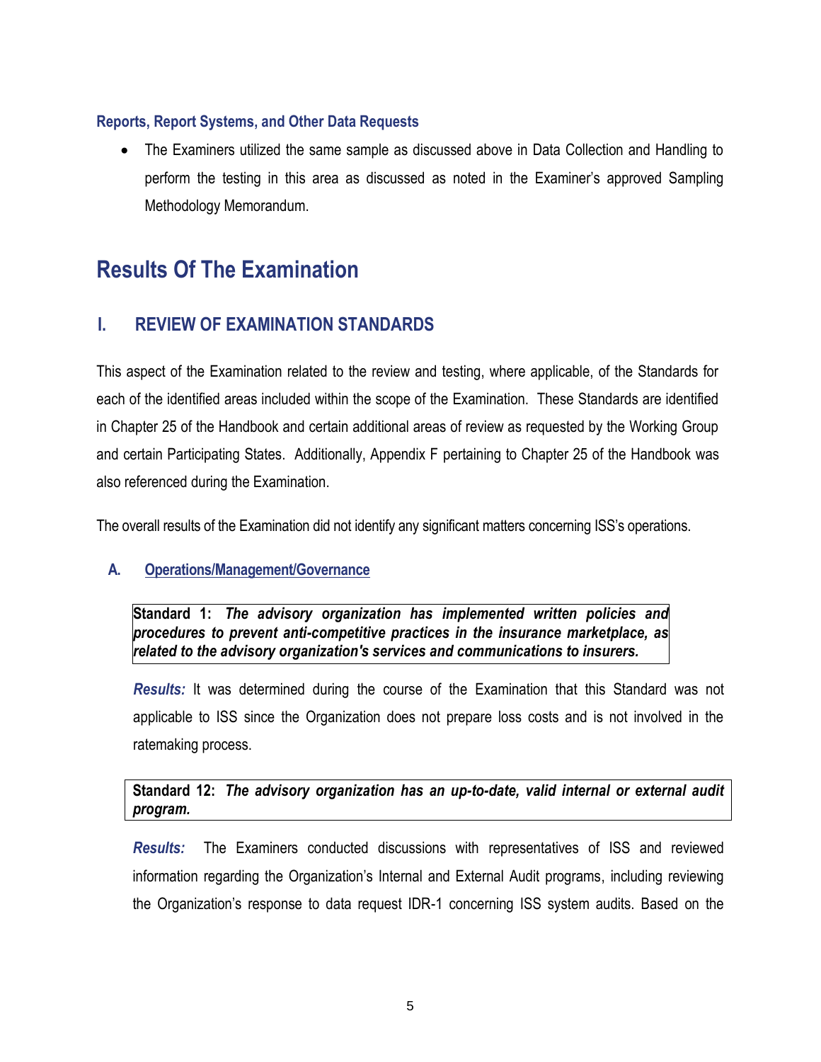### Reports, Report Systems, and Other Data Requests

- The Examiners utilized the same sample as discussed above in Data Collection and Handling to perform the testing in this area as discussed as noted in the Examiner's approved Sampling Methodology Memorandum.

# Results Of The Examination

## I. REVIEW OF EXAMINATION STANDARDS

This aspect of the Examination related to the review and testing, where applicable, of the Standards for each of the identified areas included within the scope of the Examination. These Standards are identified in Chapter 25 of the Handbook and certain additional areas of review as requested by the Working Group and certain Participating States. Additionally, Appendix F pertaining to Chapter 25 of the Handbook was also referenced during the Examination.

The overall results of the Examination did not identify any significant matters concerning ISS's operations.

### A. Operations/Management/Governance

**Standard 1:** ***The advisory organization has implemented written policies and procedures to prevent anti-competitive practices in the insurance marketplace, as related to the advisory organization's services and communications to insurers.***

***Results:*** It was determined during the course of the Examination that this Standard was not applicable to ISS since the Organization does not prepare loss costs and is not involved in the ratemaking process.

**Standard 12:** ***The advisory organization has an up-to-date, valid internal or external audit program.***

***Results:*** The Examiners conducted discussions with representatives of ISS and reviewed information regarding the Organization's Internal and External Audit programs, including reviewing the Organization's response to data request IDR-1 concerning ISS system audits. Based on the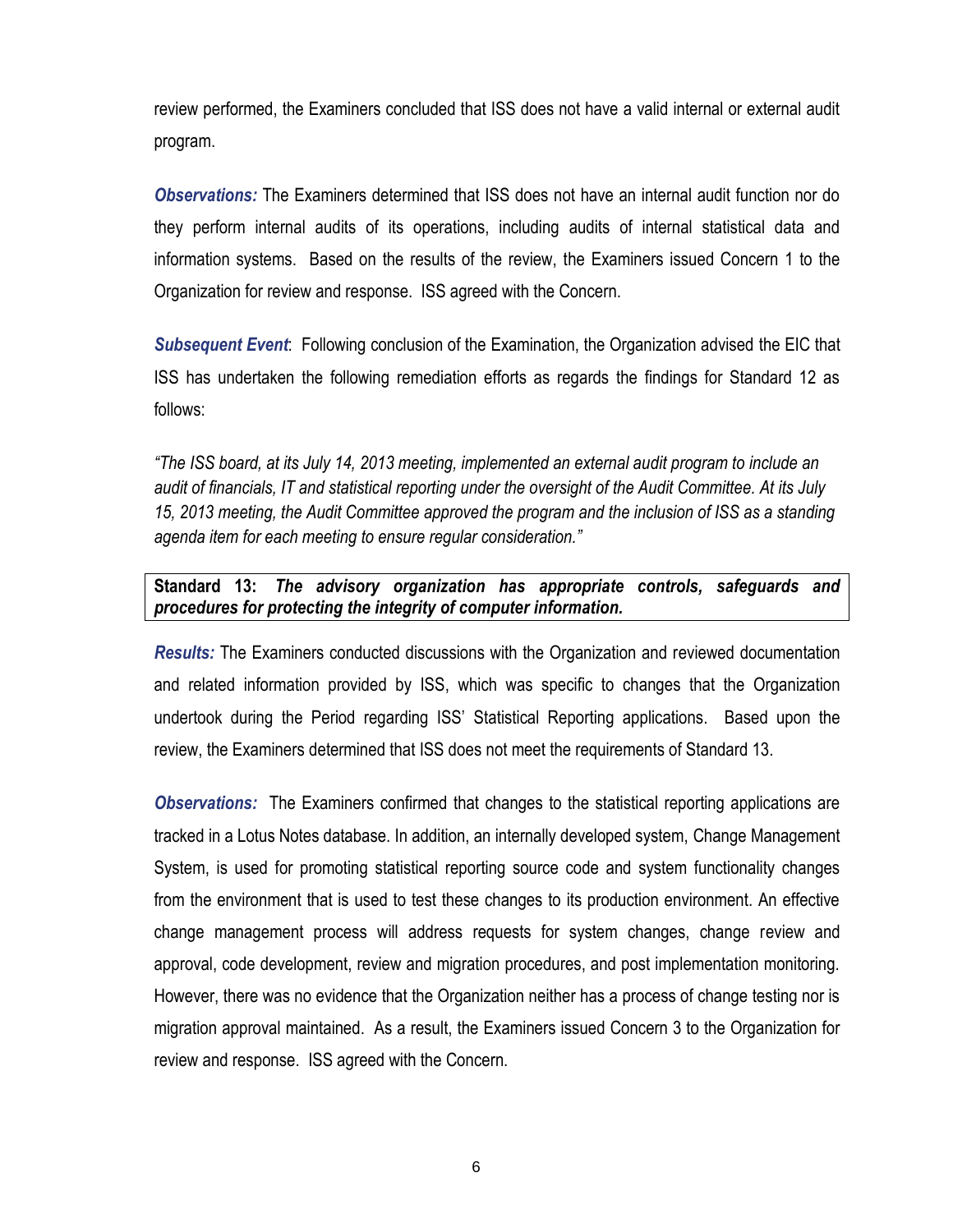review performed, the Examiners concluded that ISS does not have a valid internal or external audit program.

***Observations:*** The Examiners determined that ISS does not have an internal audit function nor do they perform internal audits of its operations, including audits of internal statistical data and information systems. Based on the results of the review, the Examiners issued Concern 1 to the Organization for review and response. ISS agreed with the Concern.

***Subsequent Event***: Following conclusion of the Examination, the Organization advised the EIC that ISS has undertaken the following remediation efforts as regards the findings for Standard 12 as follows:

*"The ISS board, at its July 14, 2013 meeting, implemented an external audit program to include an audit of financials, IT and statistical reporting under the oversight of the Audit Committee. At its July 15, 2013 meeting, the Audit Committee approved the program and the inclusion of ISS as a standing agenda item for each meeting to ensure regular consideration."*

**Standard 13:** ***The advisory organization has appropriate controls, safeguards and procedures for protecting the integrity of computer information.***

***Results:*** The Examiners conducted discussions with the Organization and reviewed documentation and related information provided by ISS, which was specific to changes that the Organization undertook during the Period regarding ISS' Statistical Reporting applications. Based upon the review, the Examiners determined that ISS does not meet the requirements of Standard 13.

***Observations:*** The Examiners confirmed that changes to the statistical reporting applications are tracked in a Lotus Notes database. In addition, an internally developed system, Change Management System, is used for promoting statistical reporting source code and system functionality changes from the environment that is used to test these changes to its production environment. An effective change management process will address requests for system changes, change review and approval, code development, review and migration procedures, and post implementation monitoring. However, there was no evidence that the Organization neither has a process of change testing nor is migration approval maintained. As a result, the Examiners issued Concern 3 to the Organization for review and response. ISS agreed with the Concern.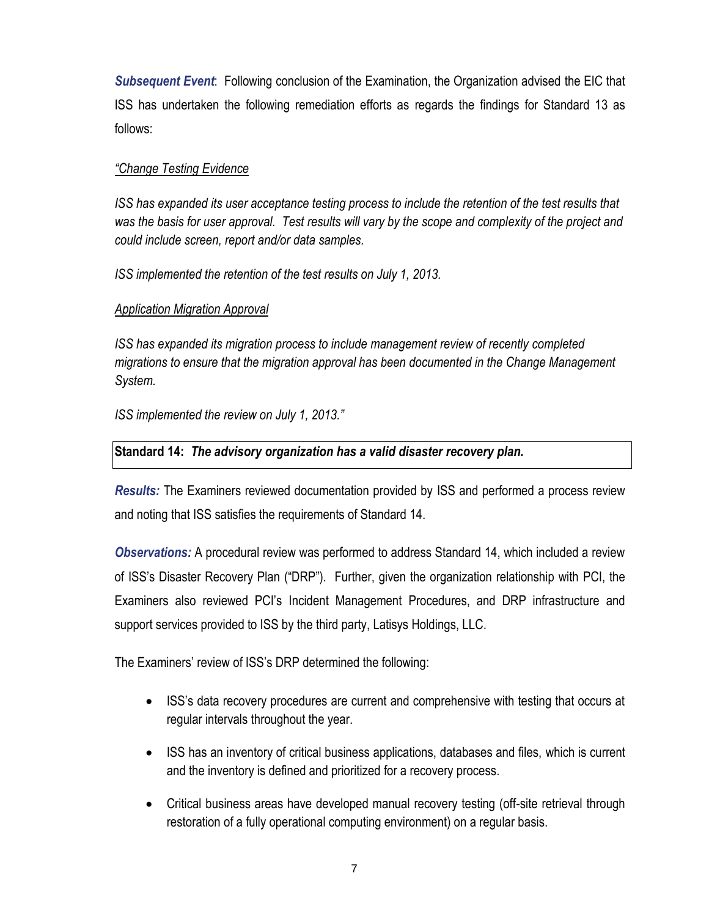***Subsequent Event***: Following conclusion of the Examination, the Organization advised the EIC that ISS has undertaken the following remediation efforts as regards the findings for Standard 13 as follows:

*"<u>Change Testing Evidence</u>*

*ISS has expanded its user acceptance testing process to include the retention of the test results that was the basis for user approval. Test results will vary by the scope and complexity of the project and could include screen, report and/or data samples.*

*ISS implemented the retention of the test results on July 1, 2013.*

*<u>Application Migration Approval</u>*

*ISS has expanded its migration process to include management review of recently completed migrations to ensure that the migration approval has been documented in the Change Management System.*

*ISS implemented the review on July 1, 2013."*

| **Standard 14:** ***The advisory organization has a valid disaster recovery plan.*** |
|---|

***Results:*** The Examiners reviewed documentation provided by ISS and performed a process review and noting that ISS satisfies the requirements of Standard 14.

***Observations:*** A procedural review was performed to address Standard 14, which included a review of ISS's Disaster Recovery Plan ("DRP"). Further, given the organization relationship with PCI, the Examiners also reviewed PCI's Incident Management Procedures, and DRP infrastructure and support services provided to ISS by the third party, Latisys Holdings, LLC.

The Examiners' review of ISS's DRP determined the following:

- ISS's data recovery procedures are current and comprehensive with testing that occurs at regular intervals throughout the year.
- ISS has an inventory of critical business applications, databases and files, which is current and the inventory is defined and prioritized for a recovery process.
- Critical business areas have developed manual recovery testing (off-site retrieval through restoration of a fully operational computing environment) on a regular basis.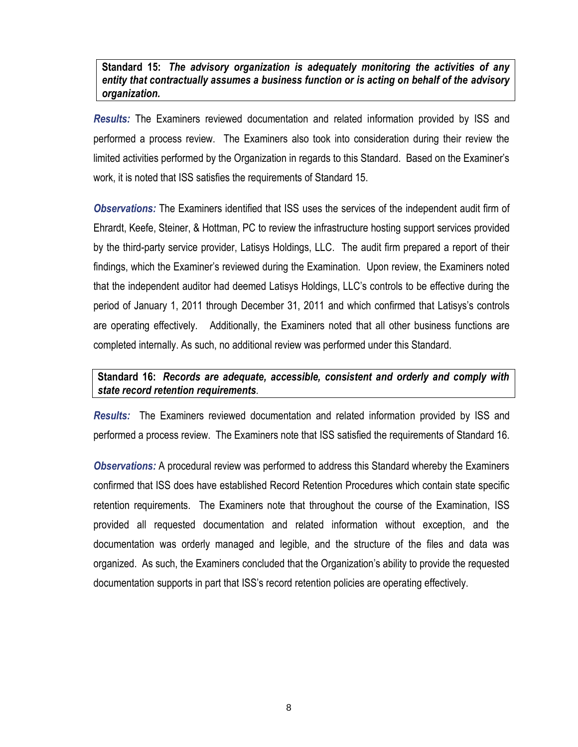**Standard 15:** ***The advisory organization is adequately monitoring the activities of any entity that contractually assumes a business function or is acting on behalf of the advisory organization.***

***Results:*** The Examiners reviewed documentation and related information provided by ISS and performed a process review. The Examiners also took into consideration during their review the limited activities performed by the Organization in regards to this Standard. Based on the Examiner's work, it is noted that ISS satisfies the requirements of Standard 15.

***Observations:*** The Examiners identified that ISS uses the services of the independent audit firm of Ehrardt, Keefe, Steiner, & Hottman, PC to review the infrastructure hosting support services provided by the third-party service provider, Latisys Holdings, LLC. The audit firm prepared a report of their findings, which the Examiner's reviewed during the Examination. Upon review, the Examiners noted that the independent auditor had deemed Latisys Holdings, LLC's controls to be effective during the period of January 1, 2011 through December 31, 2011 and which confirmed that Latisys's controls are operating effectively. Additionally, the Examiners noted that all other business functions are completed internally. As such, no additional review was performed under this Standard.

**Standard 16:** ***Records are adequate, accessible, consistent and orderly and comply with state record retention requirements****.*

***Results:*** The Examiners reviewed documentation and related information provided by ISS and performed a process review. The Examiners note that ISS satisfied the requirements of Standard 16.

***Observations:*** A procedural review was performed to address this Standard whereby the Examiners confirmed that ISS does have established Record Retention Procedures which contain state specific retention requirements. The Examiners note that throughout the course of the Examination, ISS provided all requested documentation and related information without exception, and the documentation was orderly managed and legible, and the structure of the files and data was organized. As such, the Examiners concluded that the Organization's ability to provide the requested documentation supports in part that ISS's record retention policies are operating effectively.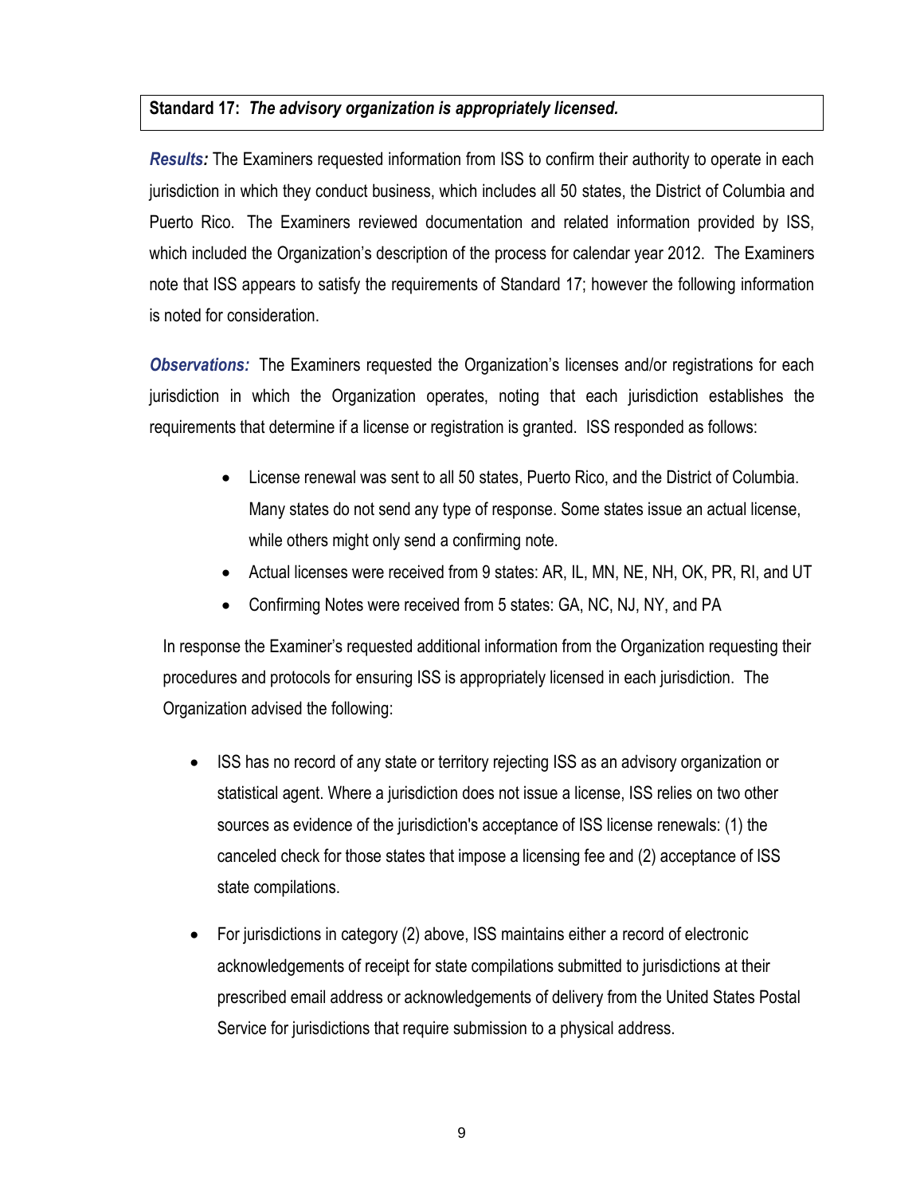**Standard 17:** ***The advisory organization is appropriately licensed.***

***Results:*** The Examiners requested information from ISS to confirm their authority to operate in each jurisdiction in which they conduct business, which includes all 50 states, the District of Columbia and Puerto Rico. The Examiners reviewed documentation and related information provided by ISS, which included the Organization's description of the process for calendar year 2012. The Examiners note that ISS appears to satisfy the requirements of Standard 17; however the following information is noted for consideration.

***Observations:*** The Examiners requested the Organization's licenses and/or registrations for each jurisdiction in which the Organization operates, noting that each jurisdiction establishes the requirements that determine if a license or registration is granted. ISS responded as follows:

- License renewal was sent to all 50 states, Puerto Rico, and the District of Columbia. Many states do not send any type of response. Some states issue an actual license, while others might only send a confirming note.
- Actual licenses were received from 9 states: AR, IL, MN, NE, NH, OK, PR, RI, and UT
- Confirming Notes were received from 5 states: GA, NC, NJ, NY, and PA

In response the Examiner's requested additional information from the Organization requesting their procedures and protocols for ensuring ISS is appropriately licensed in each jurisdiction. The Organization advised the following:

- ISS has no record of any state or territory rejecting ISS as an advisory organization or statistical agent. Where a jurisdiction does not issue a license, ISS relies on two other sources as evidence of the jurisdiction's acceptance of ISS license renewals: (1) the canceled check for those states that impose a licensing fee and (2) acceptance of ISS state compilations.
- For jurisdictions in category (2) above, ISS maintains either a record of electronic acknowledgements of receipt for state compilations submitted to jurisdictions at their prescribed email address or acknowledgements of delivery from the United States Postal Service for jurisdictions that require submission to a physical address.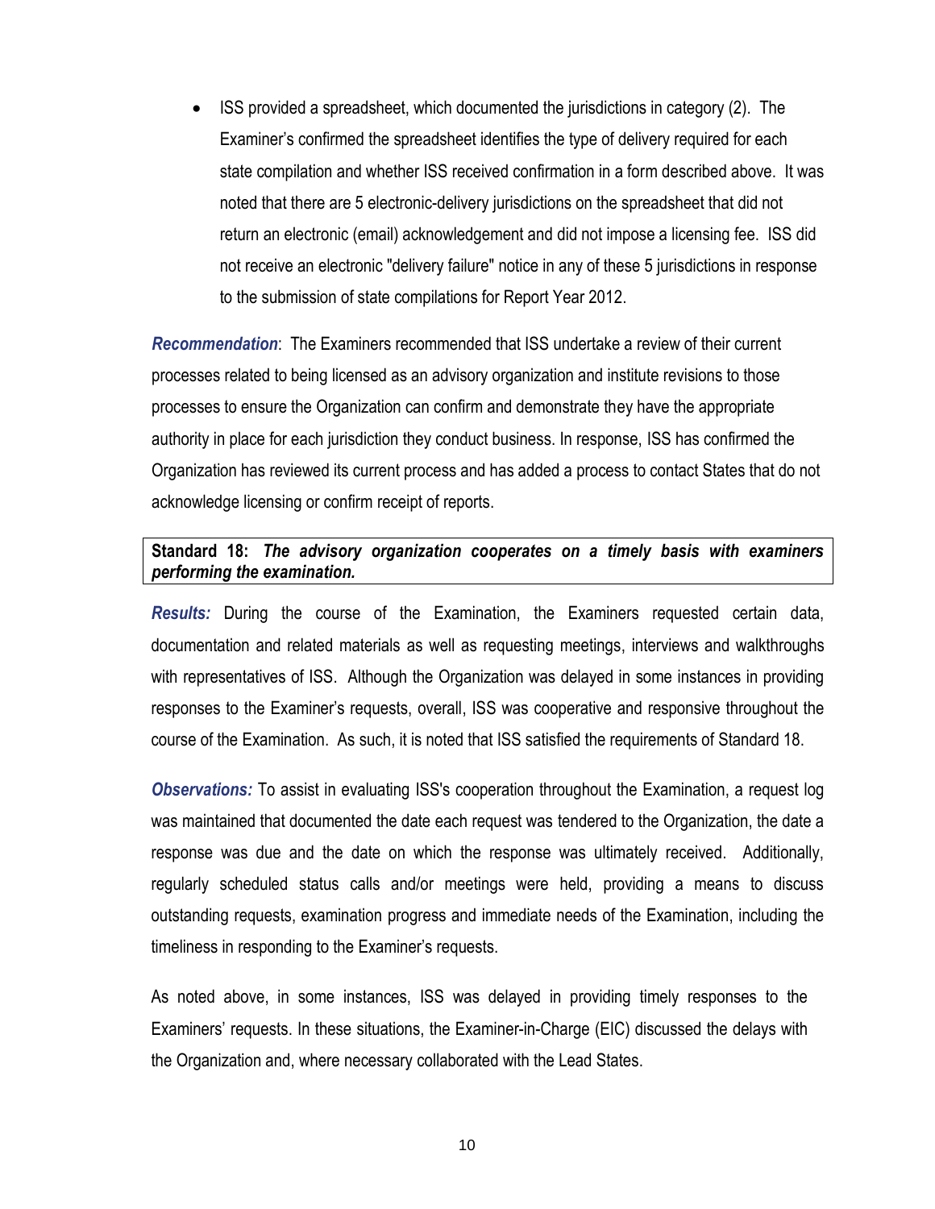- ISS provided a spreadsheet, which documented the jurisdictions in category (2). The Examiner's confirmed the spreadsheet identifies the type of delivery required for each state compilation and whether ISS received confirmation in a form described above. It was noted that there are 5 electronic-delivery jurisdictions on the spreadsheet that did not return an electronic (email) acknowledgement and did not impose a licensing fee. ISS did not receive an electronic "delivery failure" notice in any of these 5 jurisdictions in response to the submission of state compilations for Report Year 2012.

***Recommendation***: The Examiners recommended that ISS undertake a review of their current processes related to being licensed as an advisory organization and institute revisions to those processes to ensure the Organization can confirm and demonstrate they have the appropriate authority in place for each jurisdiction they conduct business. In response, ISS has confirmed the Organization has reviewed its current process and has added a process to contact States that do not acknowledge licensing or confirm receipt of reports.

**Standard 18:** ***The advisory organization cooperates on a timely basis with examiners performing the examination.***

***Results:*** During the course of the Examination, the Examiners requested certain data, documentation and related materials as well as requesting meetings, interviews and walkthroughs with representatives of ISS. Although the Organization was delayed in some instances in providing responses to the Examiner's requests, overall, ISS was cooperative and responsive throughout the course of the Examination. As such, it is noted that ISS satisfied the requirements of Standard 18.

***Observations:*** To assist in evaluating ISS's cooperation throughout the Examination, a request log was maintained that documented the date each request was tendered to the Organization, the date a response was due and the date on which the response was ultimately received. Additionally, regularly scheduled status calls and/or meetings were held, providing a means to discuss outstanding requests, examination progress and immediate needs of the Examination, including the timeliness in responding to the Examiner's requests.

As noted above, in some instances, ISS was delayed in providing timely responses to the Examiners' requests. In these situations, the Examiner-in-Charge (EIC) discussed the delays with the Organization and, where necessary collaborated with the Lead States.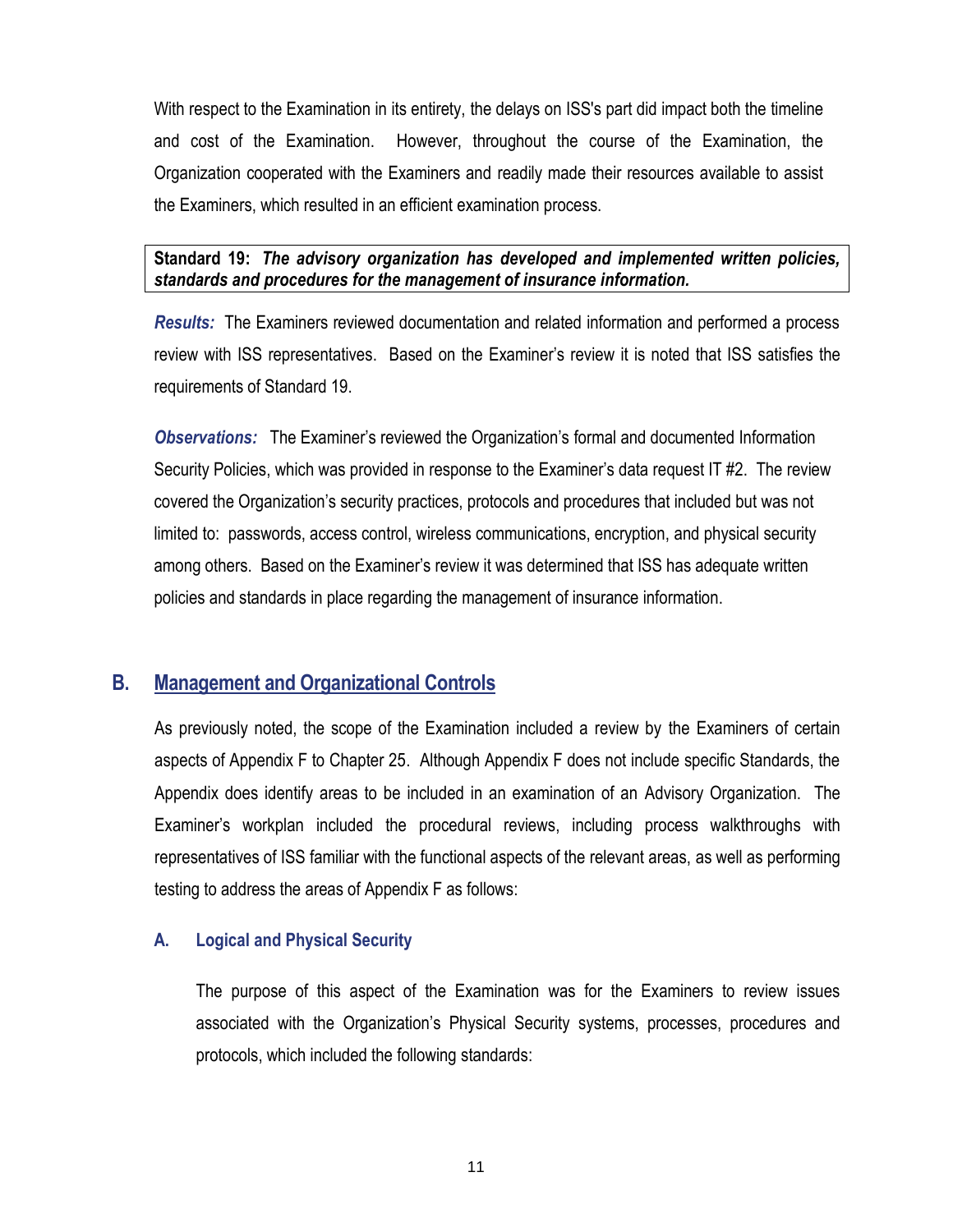With respect to the Examination in its entirety, the delays on ISS's part did impact both the timeline and cost of the Examination. However, throughout the course of the Examination, the Organization cooperated with the Examiners and readily made their resources available to assist the Examiners, which resulted in an efficient examination process.

**Standard 19:** ***The advisory organization has developed and implemented written policies, standards and procedures for the management of insurance information.***

***Results:*** The Examiners reviewed documentation and related information and performed a process review with ISS representatives. Based on the Examiner's review it is noted that ISS satisfies the requirements of Standard 19.

***Observations:*** The Examiner's reviewed the Organization's formal and documented Information Security Policies, which was provided in response to the Examiner's data request IT #2. The review covered the Organization's security practices, protocols and procedures that included but was not limited to: passwords, access control, wireless communications, encryption, and physical security among others. Based on the Examiner's review it was determined that ISS has adequate written policies and standards in place regarding the management of insurance information.

## B. Management and Organizational Controls

As previously noted, the scope of the Examination included a review by the Examiners of certain aspects of Appendix F to Chapter 25. Although Appendix F does not include specific Standards, the Appendix does identify areas to be included in an examination of an Advisory Organization. The Examiner's workplan included the procedural reviews, including process walkthroughs with representatives of ISS familiar with the functional aspects of the relevant areas, as well as performing testing to address the areas of Appendix F as follows:

### A. Logical and Physical Security

The purpose of this aspect of the Examination was for the Examiners to review issues associated with the Organization's Physical Security systems, processes, procedures and protocols, which included the following standards: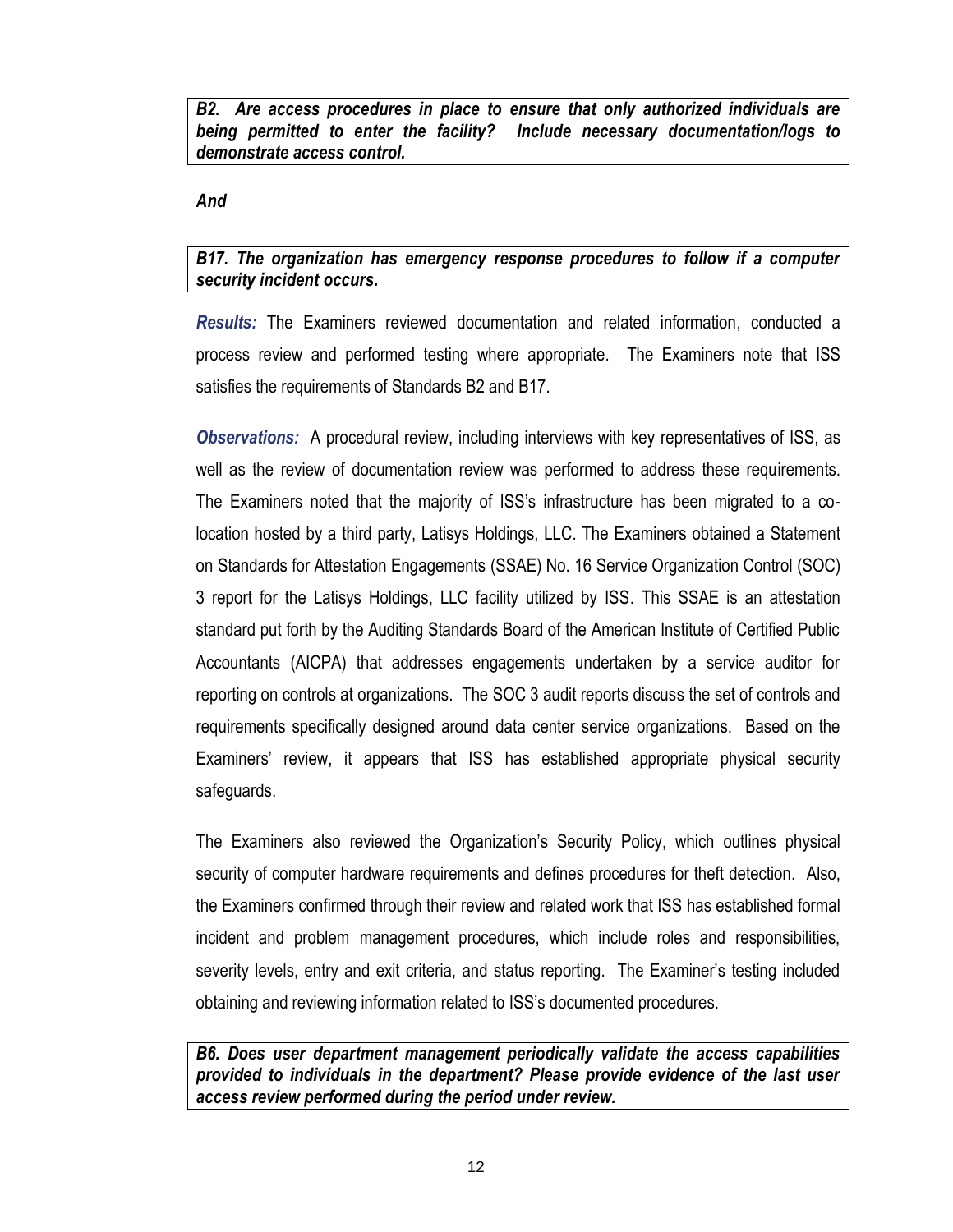***B2. Are access procedures in place to ensure that only authorized individuals are being permitted to enter the facility? Include necessary documentation/logs to demonstrate access control.***

***And***

***B17. The organization has emergency response procedures to follow if a computer security incident occurs.***

***Results:*** The Examiners reviewed documentation and related information, conducted a process review and performed testing where appropriate. The Examiners note that ISS satisfies the requirements of Standards B2 and B17.

***Observations:*** A procedural review, including interviews with key representatives of ISS, as well as the review of documentation review was performed to address these requirements. The Examiners noted that the majority of ISS's infrastructure has been migrated to a co-location hosted by a third party, Latisys Holdings, LLC. The Examiners obtained a Statement on Standards for Attestation Engagements (SSAE) No. 16 Service Organization Control (SOC) 3 report for the Latisys Holdings, LLC facility utilized by ISS. This SSAE is an attestation standard put forth by the Auditing Standards Board of the American Institute of Certified Public Accountants (AICPA) that addresses engagements undertaken by a service auditor for reporting on controls at organizations. The SOC 3 audit reports discuss the set of controls and requirements specifically designed around data center service organizations. Based on the Examiners' review, it appears that ISS has established appropriate physical security safeguards.

The Examiners also reviewed the Organization's Security Policy, which outlines physical security of computer hardware requirements and defines procedures for theft detection. Also, the Examiners confirmed through their review and related work that ISS has established formal incident and problem management procedures, which include roles and responsibilities, severity levels, entry and exit criteria, and status reporting. The Examiner's testing included obtaining and reviewing information related to ISS's documented procedures.

***B6. Does user department management periodically validate the access capabilities provided to individuals in the department? Please provide evidence of the last user access review performed during the period under review.***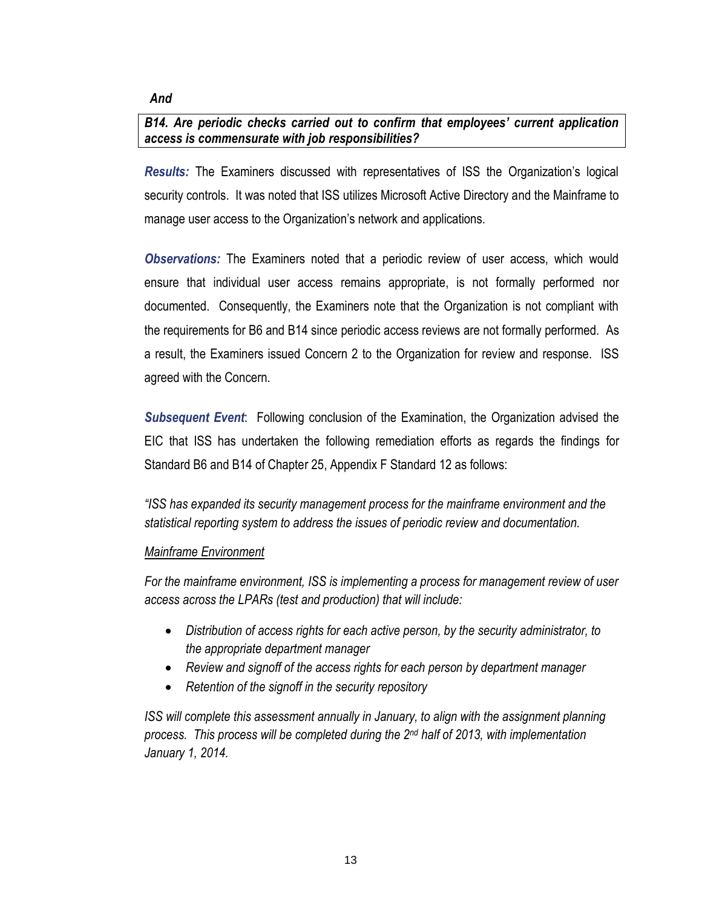***And***

***B14. Are periodic checks carried out to confirm that employees' current application access is commensurate with job responsibilities?***

***Results:*** The Examiners discussed with representatives of ISS the Organization's logical security controls. It was noted that ISS utilizes Microsoft Active Directory and the Mainframe to manage user access to the Organization's network and applications.

***Observations:*** The Examiners noted that a periodic review of user access, which would ensure that individual user access remains appropriate, is not formally performed nor documented. Consequently, the Examiners note that the Organization is not compliant with the requirements for B6 and B14 since periodic access reviews are not formally performed. As a result, the Examiners issued Concern 2 to the Organization for review and response. ISS agreed with the Concern.

***Subsequent Event***: Following conclusion of the Examination, the Organization advised the EIC that ISS has undertaken the following remediation efforts as regards the findings for Standard B6 and B14 of Chapter 25, Appendix F Standard 12 as follows:

*"ISS has expanded its security management process for the mainframe environment and the statistical reporting system to address the issues of periodic review and documentation.*

*<u>Mainframe Environment</u>*

*For the mainframe environment, ISS is implementing a process for management review of user access across the LPARs (test and production) that will include:*

- *Distribution of access rights for each active person, by the security administrator, to the appropriate department manager*
- *Review and signoff of the access rights for each person by department manager*
- *Retention of the signoff in the security repository*

*ISS will complete this assessment annually in January, to align with the assignment planning process. This process will be completed during the 2nd half of 2013, with implementation January 1, 2014.*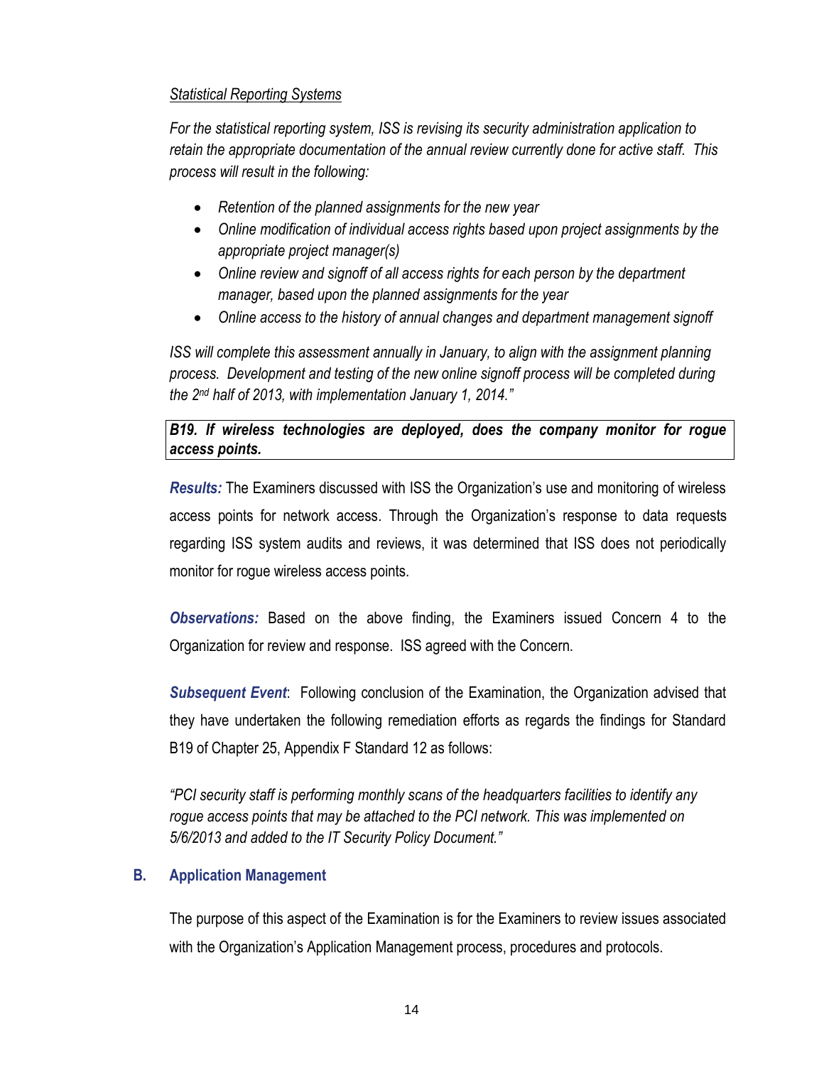*Statistical Reporting Systems*

*For the statistical reporting system, ISS is revising its security administration application to retain the appropriate documentation of the annual review currently done for active staff. This process will result in the following:*

- *Retention of the planned assignments for the new year*
- *Online modification of individual access rights based upon project assignments by the appropriate project manager(s)*
- *Online review and signoff of all access rights for each person by the department manager, based upon the planned assignments for the year*
- *Online access to the history of annual changes and department management signoff*

*ISS will complete this assessment annually in January, to align with the assignment planning process. Development and testing of the new online signoff process will be completed during the 2nd half of 2013, with implementation January 1, 2014."*

***B19. If wireless technologies are deployed, does the company monitor for rogue access points.***

***Results:*** The Examiners discussed with ISS the Organization's use and monitoring of wireless access points for network access. Through the Organization's response to data requests regarding ISS system audits and reviews, it was determined that ISS does not periodically monitor for rogue wireless access points.

***Observations:*** Based on the above finding, the Examiners issued Concern 4 to the Organization for review and response. ISS agreed with the Concern.

***Subsequent Event***: Following conclusion of the Examination, the Organization advised that they have undertaken the following remediation efforts as regards the findings for Standard B19 of Chapter 25, Appendix F Standard 12 as follows:

*"PCI security staff is performing monthly scans of the headquarters facilities to identify any rogue access points that may be attached to the PCI network. This was implemented on 5/6/2013 and added to the IT Security Policy Document."*

## B. Application Management

The purpose of this aspect of the Examination is for the Examiners to review issues associated with the Organization's Application Management process, procedures and protocols.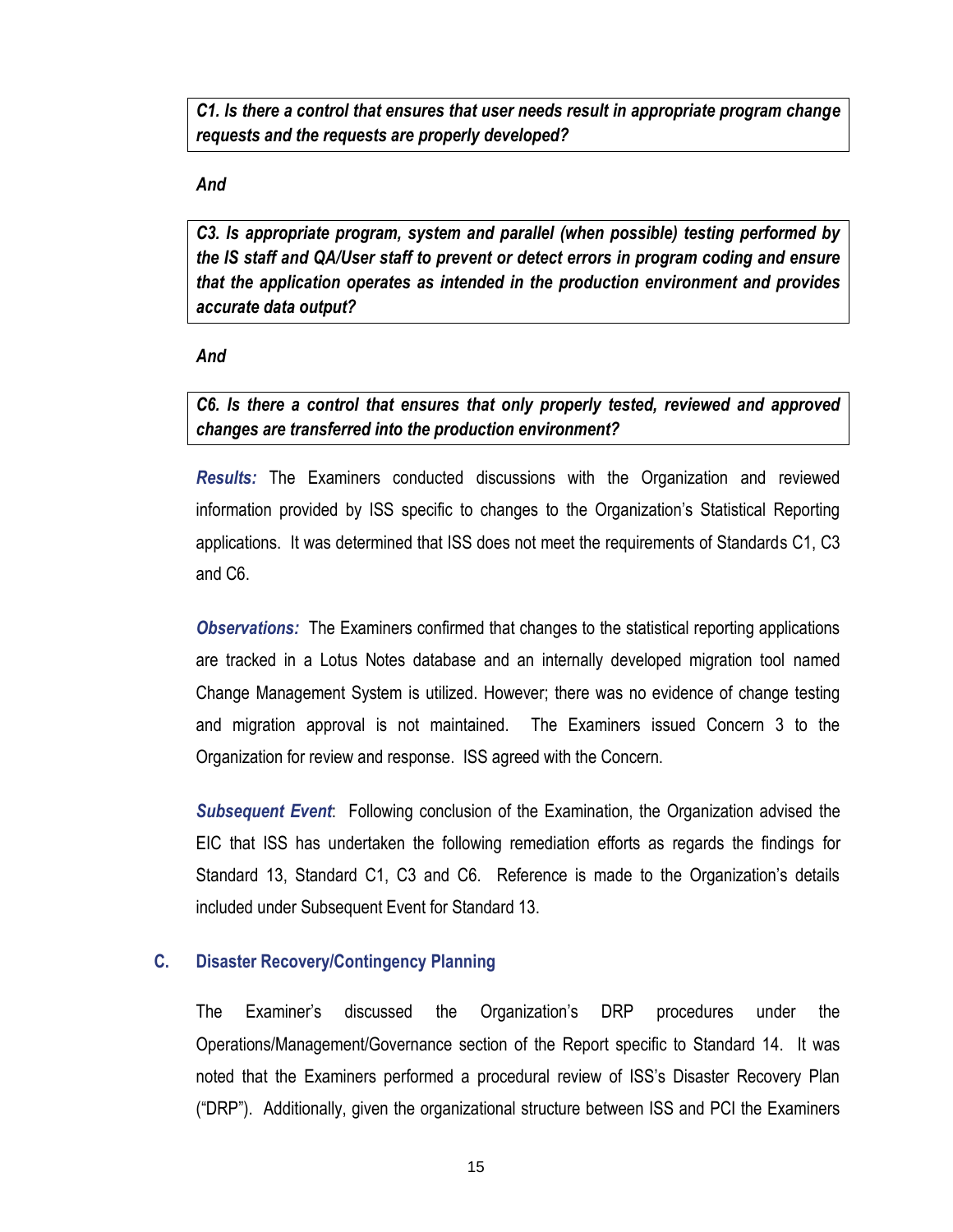***C1. Is there a control that ensures that user needs result in appropriate program change requests and the requests are properly developed?***

***And***

***C3. Is appropriate program, system and parallel (when possible) testing performed by the IS staff and QA/User staff to prevent or detect errors in program coding and ensure that the application operates as intended in the production environment and provides accurate data output?***

***And***

***C6. Is there a control that ensures that only properly tested, reviewed and approved changes are transferred into the production environment?***

***Results:*** The Examiners conducted discussions with the Organization and reviewed information provided by ISS specific to changes to the Organization's Statistical Reporting applications. It was determined that ISS does not meet the requirements of Standards C1, C3 and C6.

***Observations:*** The Examiners confirmed that changes to the statistical reporting applications are tracked in a Lotus Notes database and an internally developed migration tool named Change Management System is utilized. However; there was no evidence of change testing and migration approval is not maintained. The Examiners issued Concern 3 to the Organization for review and response. ISS agreed with the Concern.

***Subsequent Event***: Following conclusion of the Examination, the Organization advised the EIC that ISS has undertaken the following remediation efforts as regards the findings for Standard 13, Standard C1, C3 and C6. Reference is made to the Organization's details included under Subsequent Event for Standard 13.

## C. Disaster Recovery/Contingency Planning

The Examiner's discussed the Organization's DRP procedures under the Operations/Management/Governance section of the Report specific to Standard 14. It was noted that the Examiners performed a procedural review of ISS's Disaster Recovery Plan ("DRP"). Additionally, given the organizational structure between ISS and PCI the Examiners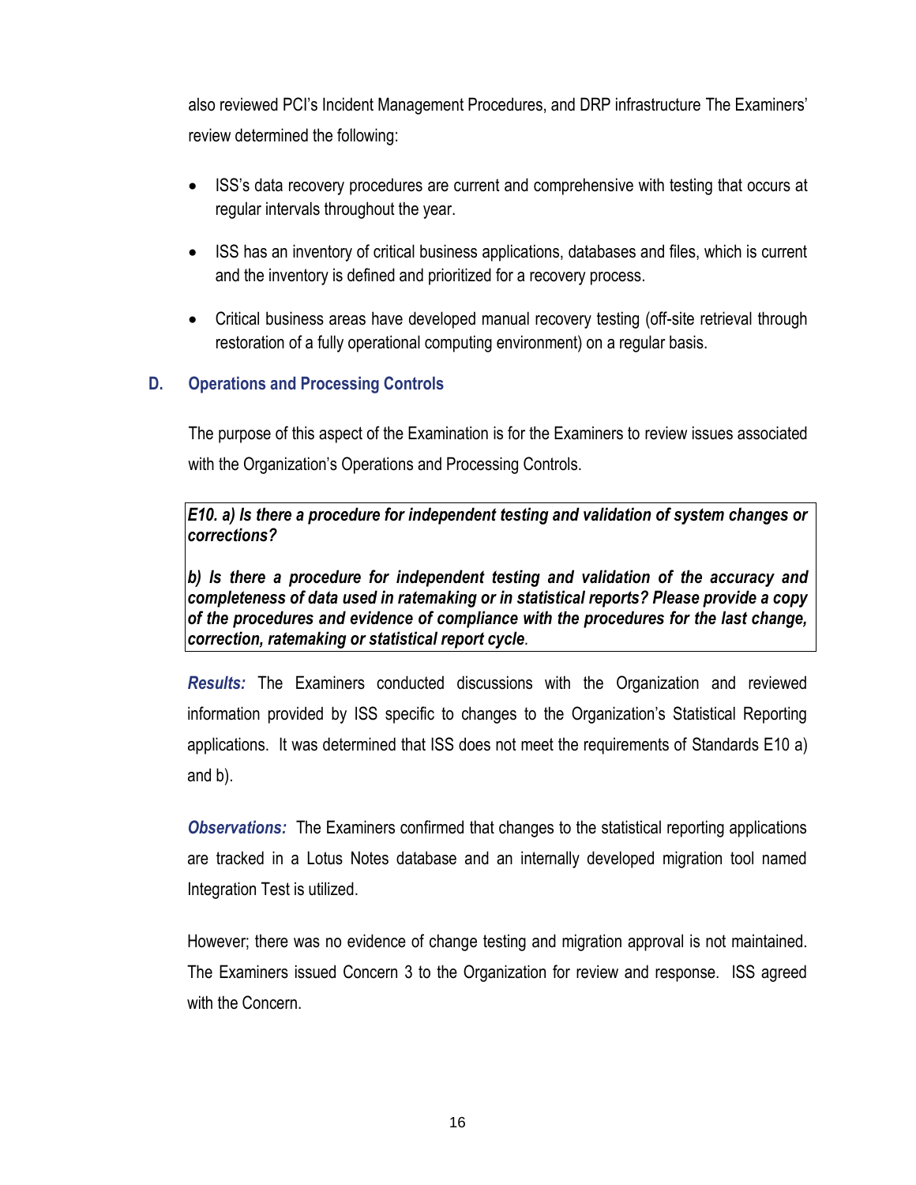also reviewed PCI's Incident Management Procedures, and DRP infrastructure The Examiners' review determined the following:

- ISS's data recovery procedures are current and comprehensive with testing that occurs at regular intervals throughout the year.
- ISS has an inventory of critical business applications, databases and files, which is current and the inventory is defined and prioritized for a recovery process.
- Critical business areas have developed manual recovery testing (off-site retrieval through restoration of a fully operational computing environment) on a regular basis.

## D. Operations and Processing Controls

The purpose of this aspect of the Examination is for the Examiners to review issues associated with the Organization's Operations and Processing Controls.

> ***E10. a) Is there a procedure for independent testing and validation of system changes or corrections?***
>
> ***b) Is there a procedure for independent testing and validation of the accuracy and completeness of data used in ratemaking or in statistical reports? Please provide a copy of the procedures and evidence of compliance with the procedures for the last change, correction, ratemaking or statistical report cycle***.

***Results:*** The Examiners conducted discussions with the Organization and reviewed information provided by ISS specific to changes to the Organization's Statistical Reporting applications. It was determined that ISS does not meet the requirements of Standards E10 a) and b).

***Observations:*** The Examiners confirmed that changes to the statistical reporting applications are tracked in a Lotus Notes database and an internally developed migration tool named Integration Test is utilized.

However; there was no evidence of change testing and migration approval is not maintained. The Examiners issued Concern 3 to the Organization for review and response. ISS agreed with the Concern.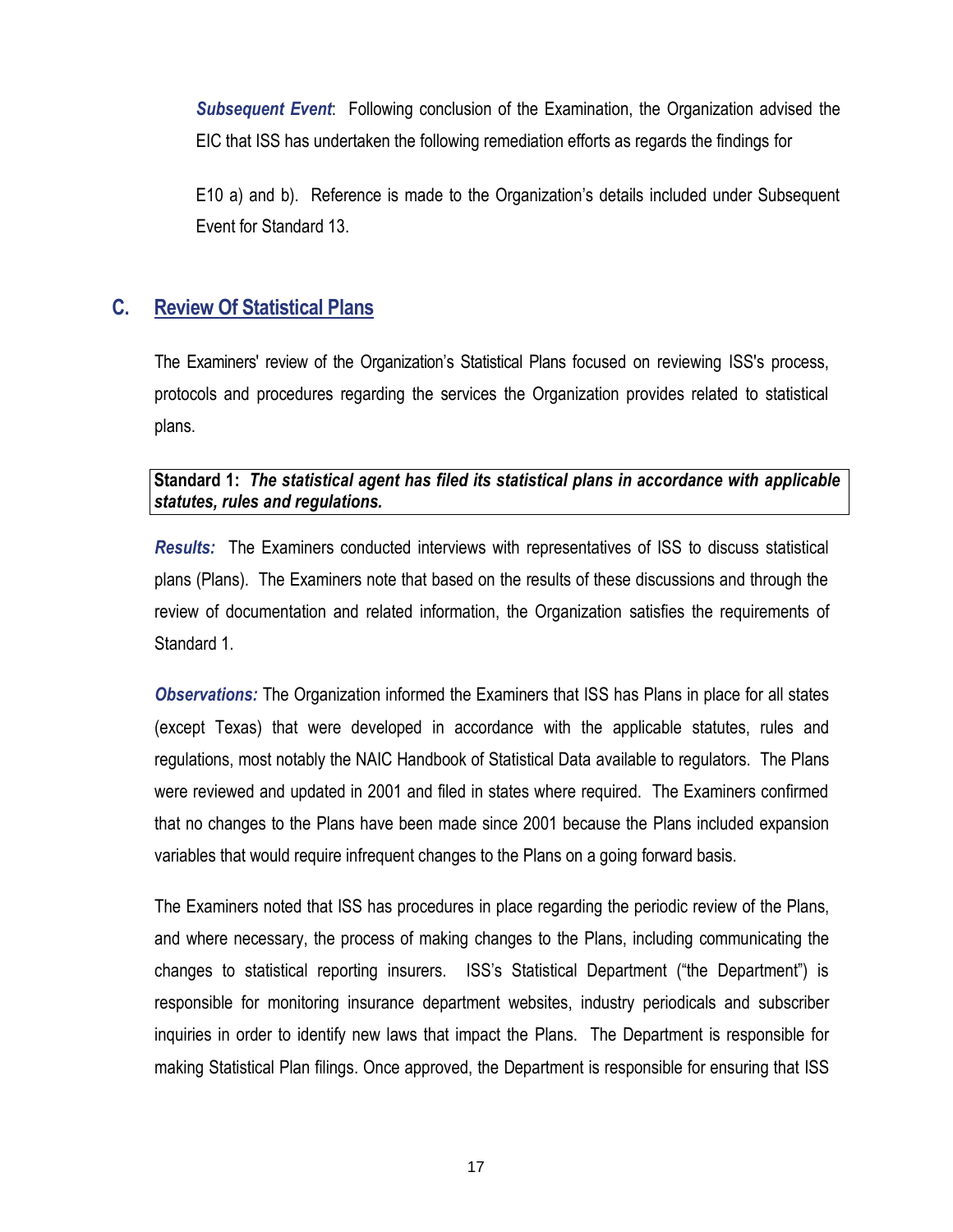***Subsequent Event***: Following conclusion of the Examination, the Organization advised the EIC that ISS has undertaken the following remediation efforts as regards the findings for

E10 a) and b). Reference is made to the Organization's details included under Subsequent Event for Standard 13.

## C. Review Of Statistical Plans

The Examiners' review of the Organization's Statistical Plans focused on reviewing ISS's process, protocols and procedures regarding the services the Organization provides related to statistical plans.

**Standard 1:** ***The statistical agent has filed its statistical plans in accordance with applicable statutes, rules and regulations.***

***Results:*** The Examiners conducted interviews with representatives of ISS to discuss statistical plans (Plans). The Examiners note that based on the results of these discussions and through the review of documentation and related information, the Organization satisfies the requirements of Standard 1.

***Observations:*** The Organization informed the Examiners that ISS has Plans in place for all states (except Texas) that were developed in accordance with the applicable statutes, rules and regulations, most notably the NAIC Handbook of Statistical Data available to regulators. The Plans were reviewed and updated in 2001 and filed in states where required. The Examiners confirmed that no changes to the Plans have been made since 2001 because the Plans included expansion variables that would require infrequent changes to the Plans on a going forward basis.

The Examiners noted that ISS has procedures in place regarding the periodic review of the Plans, and where necessary, the process of making changes to the Plans, including communicating the changes to statistical reporting insurers. ISS's Statistical Department ("the Department") is responsible for monitoring insurance department websites, industry periodicals and subscriber inquiries in order to identify new laws that impact the Plans. The Department is responsible for making Statistical Plan filings. Once approved, the Department is responsible for ensuring that ISS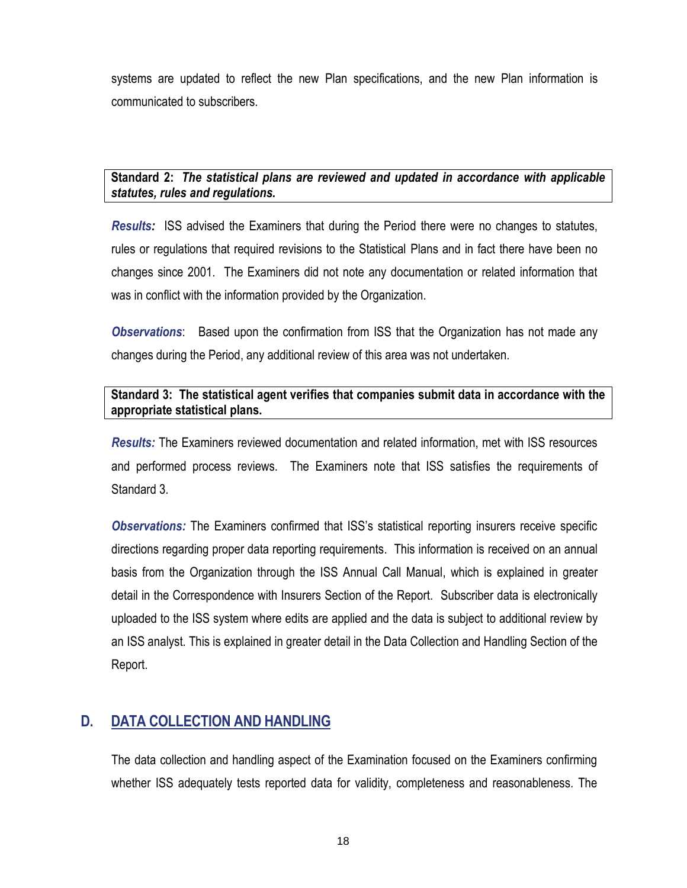systems are updated to reflect the new Plan specifications, and the new Plan information is communicated to subscribers.

**Standard 2:** ***The statistical plans are reviewed and updated in accordance with applicable statutes, rules and regulations.***

***Results:*** ISS advised the Examiners that during the Period there were no changes to statutes, rules or regulations that required revisions to the Statistical Plans and in fact there have been no changes since 2001. The Examiners did not note any documentation or related information that was in conflict with the information provided by the Organization.

***Observations***: Based upon the confirmation from ISS that the Organization has not made any changes during the Period, any additional review of this area was not undertaken.

**Standard 3: The statistical agent verifies that companies submit data in accordance with the appropriate statistical plans.**

***Results:*** The Examiners reviewed documentation and related information, met with ISS resources and performed process reviews. The Examiners note that ISS satisfies the requirements of Standard 3.

***Observations:*** The Examiners confirmed that ISS's statistical reporting insurers receive specific directions regarding proper data reporting requirements. This information is received on an annual basis from the Organization through the ISS Annual Call Manual, which is explained in greater detail in the Correspondence with Insurers Section of the Report. Subscriber data is electronically uploaded to the ISS system where edits are applied and the data is subject to additional review by an ISS analyst. This is explained in greater detail in the Data Collection and Handling Section of the Report.

## D. DATA COLLECTION AND HANDLING

The data collection and handling aspect of the Examination focused on the Examiners confirming whether ISS adequately tests reported data for validity, completeness and reasonableness. The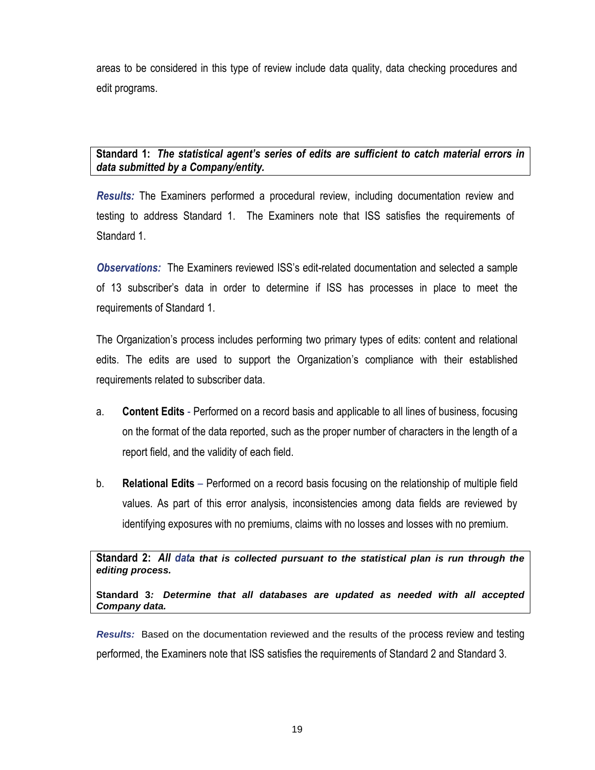areas to be considered in this type of review include data quality, data checking procedures and edit programs.

**Standard 1:** ***The statistical agent's series of edits are sufficient to catch material errors in data submitted by a Company/entity.***

***Results:*** The Examiners performed a procedural review, including documentation review and testing to address Standard 1. The Examiners note that ISS satisfies the requirements of Standard 1.

***Observations:*** The Examiners reviewed ISS's edit-related documentation and selected a sample of 13 subscriber's data in order to determine if ISS has processes in place to meet the requirements of Standard 1.

The Organization's process includes performing two primary types of edits: content and relational edits. The edits are used to support the Organization's compliance with their established requirements related to subscriber data.

a. **Content Edits** - Performed on a record basis and applicable to all lines of business, focusing on the format of the data reported, such as the proper number of characters in the length of a report field, and the validity of each field.

b. **Relational Edits** – Performed on a record basis focusing on the relationship of multiple field values. As part of this error analysis, inconsistencies among data fields are reviewed by identifying exposures with no premiums, claims with no losses and losses with no premium.

**Standard 2:** ***All data that is collected pursuant to the statistical plan is run through the editing process.***

**Standard 3:** ***Determine that all databases are updated as needed with all accepted Company data.***

***Results:*** Based on the documentation reviewed and the results of the process review and testing performed, the Examiners note that ISS satisfies the requirements of Standard 2 and Standard 3.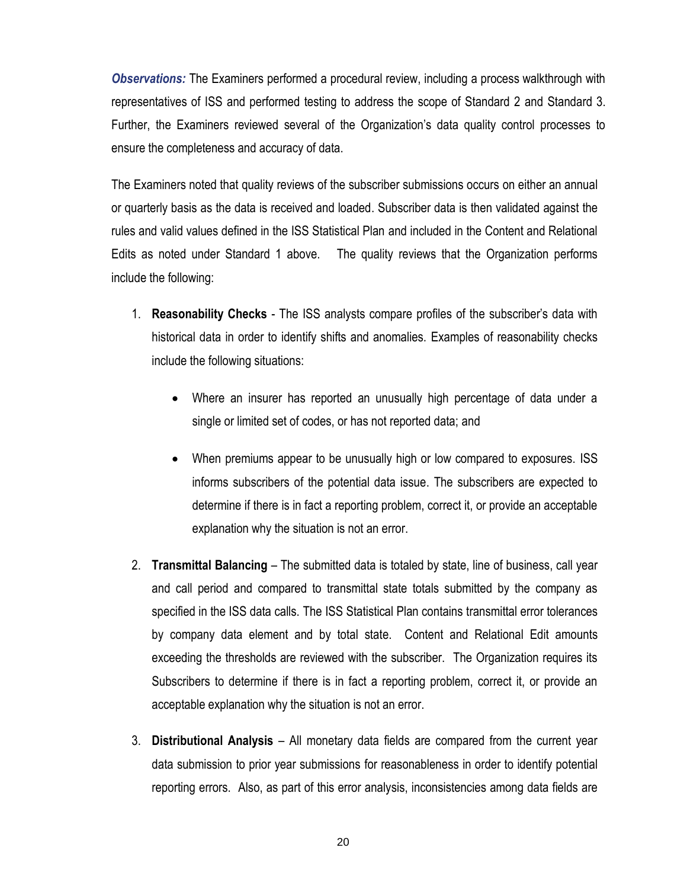***Observations:*** The Examiners performed a procedural review, including a process walkthrough with representatives of ISS and performed testing to address the scope of Standard 2 and Standard 3. Further, the Examiners reviewed several of the Organization's data quality control processes to ensure the completeness and accuracy of data.

The Examiners noted that quality reviews of the subscriber submissions occurs on either an annual or quarterly basis as the data is received and loaded. Subscriber data is then validated against the rules and valid values defined in the ISS Statistical Plan and included in the Content and Relational Edits as noted under Standard 1 above. The quality reviews that the Organization performs include the following:

1. **Reasonability Checks** - The ISS analysts compare profiles of the subscriber's data with historical data in order to identify shifts and anomalies. Examples of reasonability checks include the following situations:

    - Where an insurer has reported an unusually high percentage of data under a single or limited set of codes, or has not reported data; and

    - When premiums appear to be unusually high or low compared to exposures. ISS informs subscribers of the potential data issue. The subscribers are expected to determine if there is in fact a reporting problem, correct it, or provide an acceptable explanation why the situation is not an error.

2. **Transmittal Balancing** – The submitted data is totaled by state, line of business, call year and call period and compared to transmittal state totals submitted by the company as specified in the ISS data calls. The ISS Statistical Plan contains transmittal error tolerances by company data element and by total state. Content and Relational Edit amounts exceeding the thresholds are reviewed with the subscriber. The Organization requires its Subscribers to determine if there is in fact a reporting problem, correct it, or provide an acceptable explanation why the situation is not an error.

3. **Distributional Analysis** – All monetary data fields are compared from the current year data submission to prior year submissions for reasonableness in order to identify potential reporting errors. Also, as part of this error analysis, inconsistencies among data fields are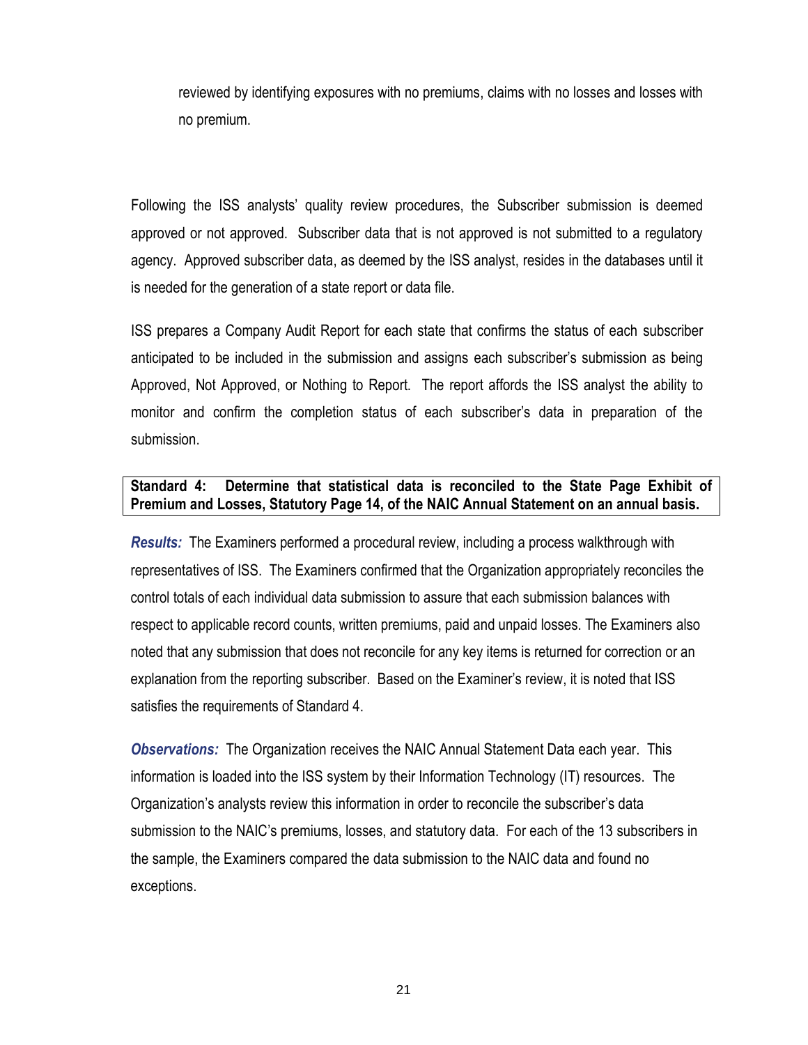reviewed by identifying exposures with no premiums, claims with no losses and losses with no premium.

Following the ISS analysts' quality review procedures, the Subscriber submission is deemed approved or not approved. Subscriber data that is not approved is not submitted to a regulatory agency. Approved subscriber data, as deemed by the ISS analyst, resides in the databases until it is needed for the generation of a state report or data file.

ISS prepares a Company Audit Report for each state that confirms the status of each subscriber anticipated to be included in the submission and assigns each subscriber's submission as being Approved, Not Approved, or Nothing to Report. The report affords the ISS analyst the ability to monitor and confirm the completion status of each subscriber's data in preparation of the submission.

**Standard 4: Determine that statistical data is reconciled to the State Page Exhibit of Premium and Losses, Statutory Page 14, of the NAIC Annual Statement on an annual basis.**

***Results:*** The Examiners performed a procedural review, including a process walkthrough with representatives of ISS. The Examiners confirmed that the Organization appropriately reconciles the control totals of each individual data submission to assure that each submission balances with respect to applicable record counts, written premiums, paid and unpaid losses. The Examiners also noted that any submission that does not reconcile for any key items is returned for correction or an explanation from the reporting subscriber. Based on the Examiner's review, it is noted that ISS satisfies the requirements of Standard 4.

***Observations:*** The Organization receives the NAIC Annual Statement Data each year. This information is loaded into the ISS system by their Information Technology (IT) resources. The Organization's analysts review this information in order to reconcile the subscriber's data submission to the NAIC's premiums, losses, and statutory data. For each of the 13 subscribers in the sample, the Examiners compared the data submission to the NAIC data and found no exceptions.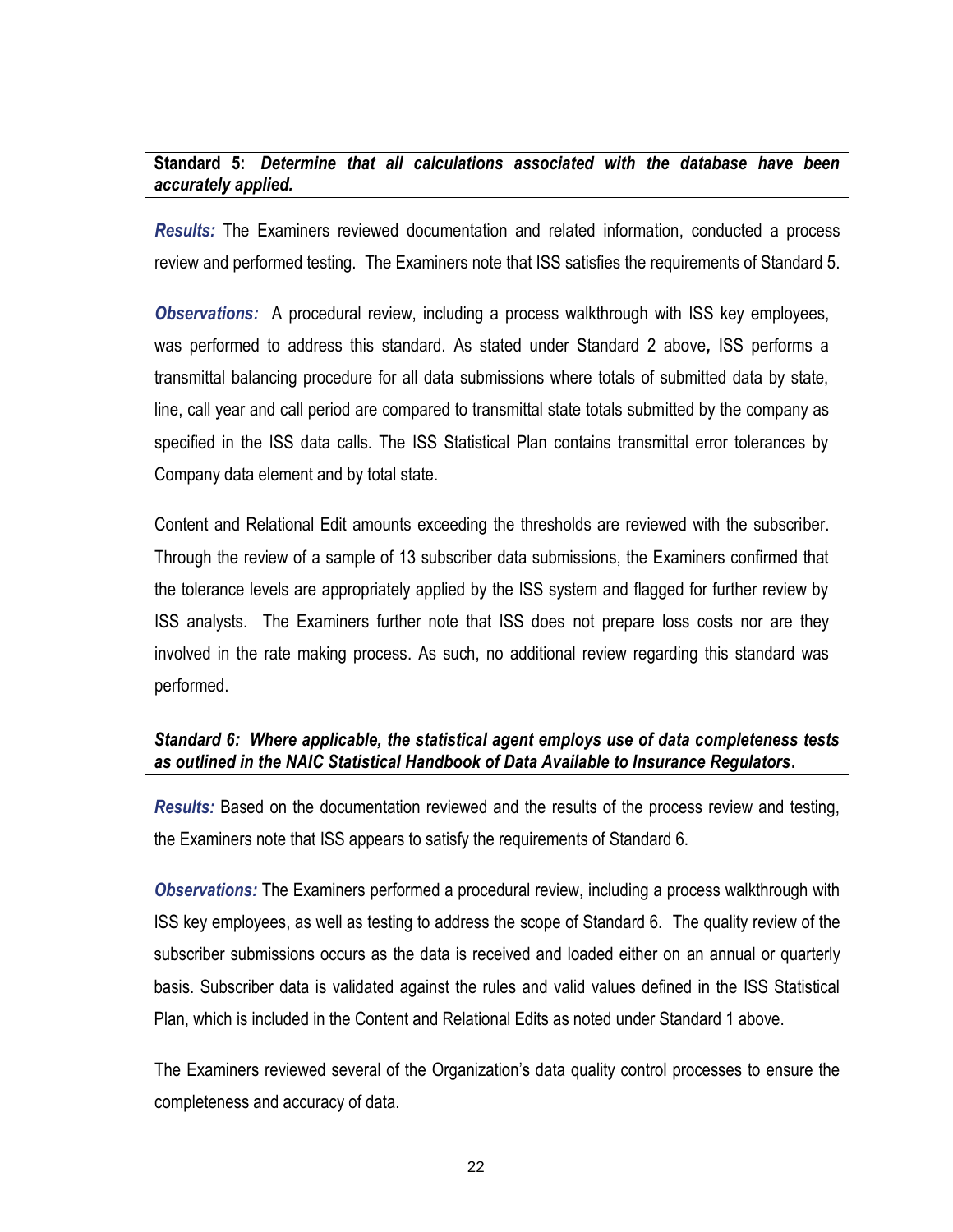**Standard 5:** ***Determine that all calculations associated with the database have been accurately applied.***

***Results:*** The Examiners reviewed documentation and related information, conducted a process review and performed testing. The Examiners note that ISS satisfies the requirements of Standard 5.

***Observations:*** A procedural review, including a process walkthrough with ISS key employees, was performed to address this standard. As stated under Standard 2 above, ISS performs a transmittal balancing procedure for all data submissions where totals of submitted data by state, line, call year and call period are compared to transmittal state totals submitted by the company as specified in the ISS data calls. The ISS Statistical Plan contains transmittal error tolerances by Company data element and by total state.

Content and Relational Edit amounts exceeding the thresholds are reviewed with the subscriber. Through the review of a sample of 13 subscriber data submissions, the Examiners confirmed that the tolerance levels are appropriately applied by the ISS system and flagged for further review by ISS analysts. The Examiners further note that ISS does not prepare loss costs nor are they involved in the rate making process. As such, no additional review regarding this standard was performed.

***Standard 6: Where applicable, the statistical agent employs use of data completeness tests as outlined in the NAIC Statistical Handbook of Data Available to Insurance Regulators.***

***Results:*** Based on the documentation reviewed and the results of the process review and testing, the Examiners note that ISS appears to satisfy the requirements of Standard 6.

***Observations:*** The Examiners performed a procedural review, including a process walkthrough with ISS key employees, as well as testing to address the scope of Standard 6. The quality review of the subscriber submissions occurs as the data is received and loaded either on an annual or quarterly basis. Subscriber data is validated against the rules and valid values defined in the ISS Statistical Plan, which is included in the Content and Relational Edits as noted under Standard 1 above.

The Examiners reviewed several of the Organization's data quality control processes to ensure the completeness and accuracy of data.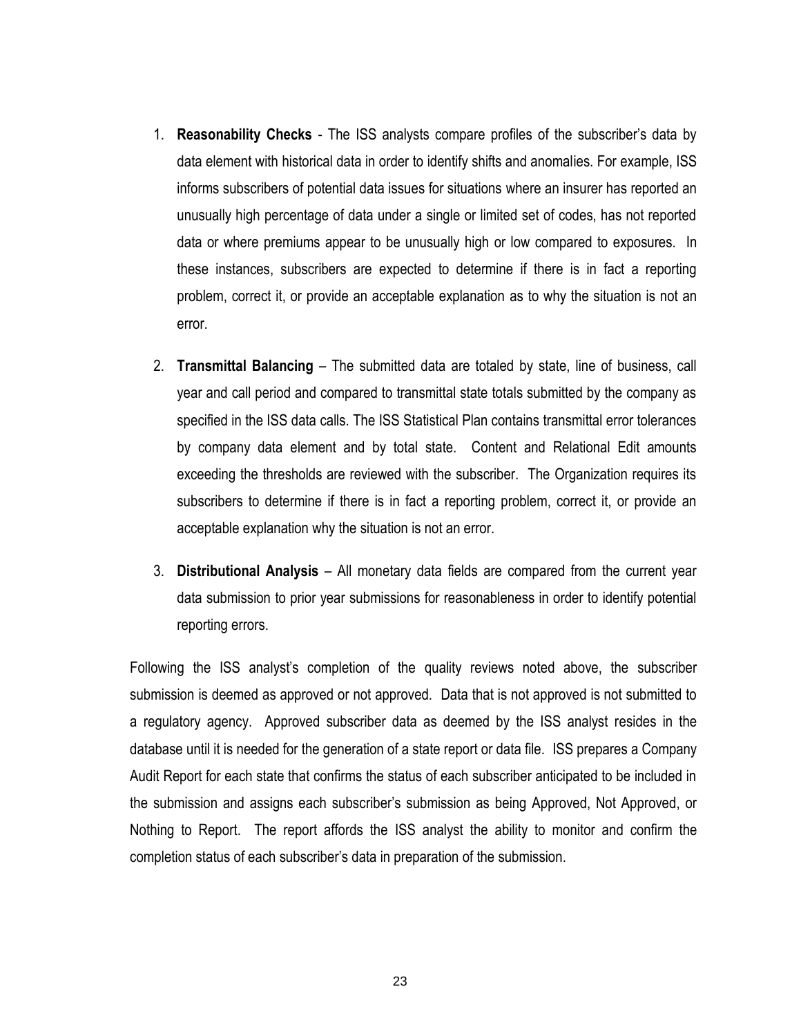1. **Reasonability Checks** - The ISS analysts compare profiles of the subscriber's data by data element with historical data in order to identify shifts and anomalies. For example, ISS informs subscribers of potential data issues for situations where an insurer has reported an unusually high percentage of data under a single or limited set of codes, has not reported data or where premiums appear to be unusually high or low compared to exposures. In these instances, subscribers are expected to determine if there is in fact a reporting problem, correct it, or provide an acceptable explanation as to why the situation is not an error.

2. **Transmittal Balancing** – The submitted data are totaled by state, line of business, call year and call period and compared to transmittal state totals submitted by the company as specified in the ISS data calls. The ISS Statistical Plan contains transmittal error tolerances by company data element and by total state. Content and Relational Edit amounts exceeding the thresholds are reviewed with the subscriber. The Organization requires its subscribers to determine if there is in fact a reporting problem, correct it, or provide an acceptable explanation why the situation is not an error.

3. **Distributional Analysis** – All monetary data fields are compared from the current year data submission to prior year submissions for reasonableness in order to identify potential reporting errors.

Following the ISS analyst's completion of the quality reviews noted above, the subscriber submission is deemed as approved or not approved. Data that is not approved is not submitted to a regulatory agency. Approved subscriber data as deemed by the ISS analyst resides in the database until it is needed for the generation of a state report or data file. ISS prepares a Company Audit Report for each state that confirms the status of each subscriber anticipated to be included in the submission and assigns each subscriber's submission as being Approved, Not Approved, or Nothing to Report. The report affords the ISS analyst the ability to monitor and confirm the completion status of each subscriber's data in preparation of the submission.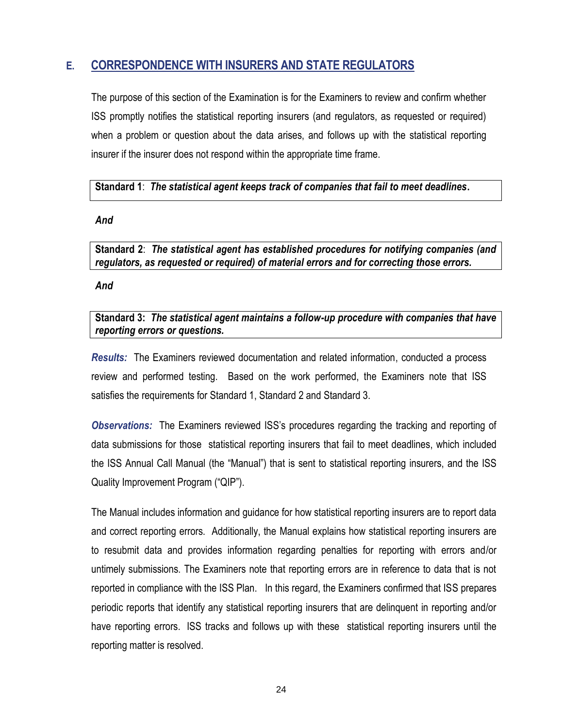## E. CORRESPONDENCE WITH INSURERS AND STATE REGULATORS

The purpose of this section of the Examination is for the Examiners to review and confirm whether ISS promptly notifies the statistical reporting insurers (and regulators, as requested or required) when a problem or question about the data arises, and follows up with the statistical reporting insurer if the insurer does not respond within the appropriate time frame.

> **Standard 1**: ***The statistical agent keeps track of companies that fail to meet deadlines.***

***And***

> **Standard 2**: ***The statistical agent has established procedures for notifying companies (and regulators, as requested or required) of material errors and for correcting those errors.***

***And***

> **Standard 3:** ***The statistical agent maintains a follow-up procedure with companies that have reporting errors or questions.***

***Results:*** The Examiners reviewed documentation and related information, conducted a process review and performed testing. Based on the work performed, the Examiners note that ISS satisfies the requirements for Standard 1, Standard 2 and Standard 3.

***Observations:*** The Examiners reviewed ISS's procedures regarding the tracking and reporting of data submissions for those statistical reporting insurers that fail to meet deadlines, which included the ISS Annual Call Manual (the "Manual") that is sent to statistical reporting insurers, and the ISS Quality Improvement Program ("QIP").

The Manual includes information and guidance for how statistical reporting insurers are to report data and correct reporting errors. Additionally, the Manual explains how statistical reporting insurers are to resubmit data and provides information regarding penalties for reporting with errors and/or untimely submissions. The Examiners note that reporting errors are in reference to data that is not reported in compliance with the ISS Plan. In this regard, the Examiners confirmed that ISS prepares periodic reports that identify any statistical reporting insurers that are delinquent in reporting and/or have reporting errors. ISS tracks and follows up with these statistical reporting insurers until the reporting matter is resolved.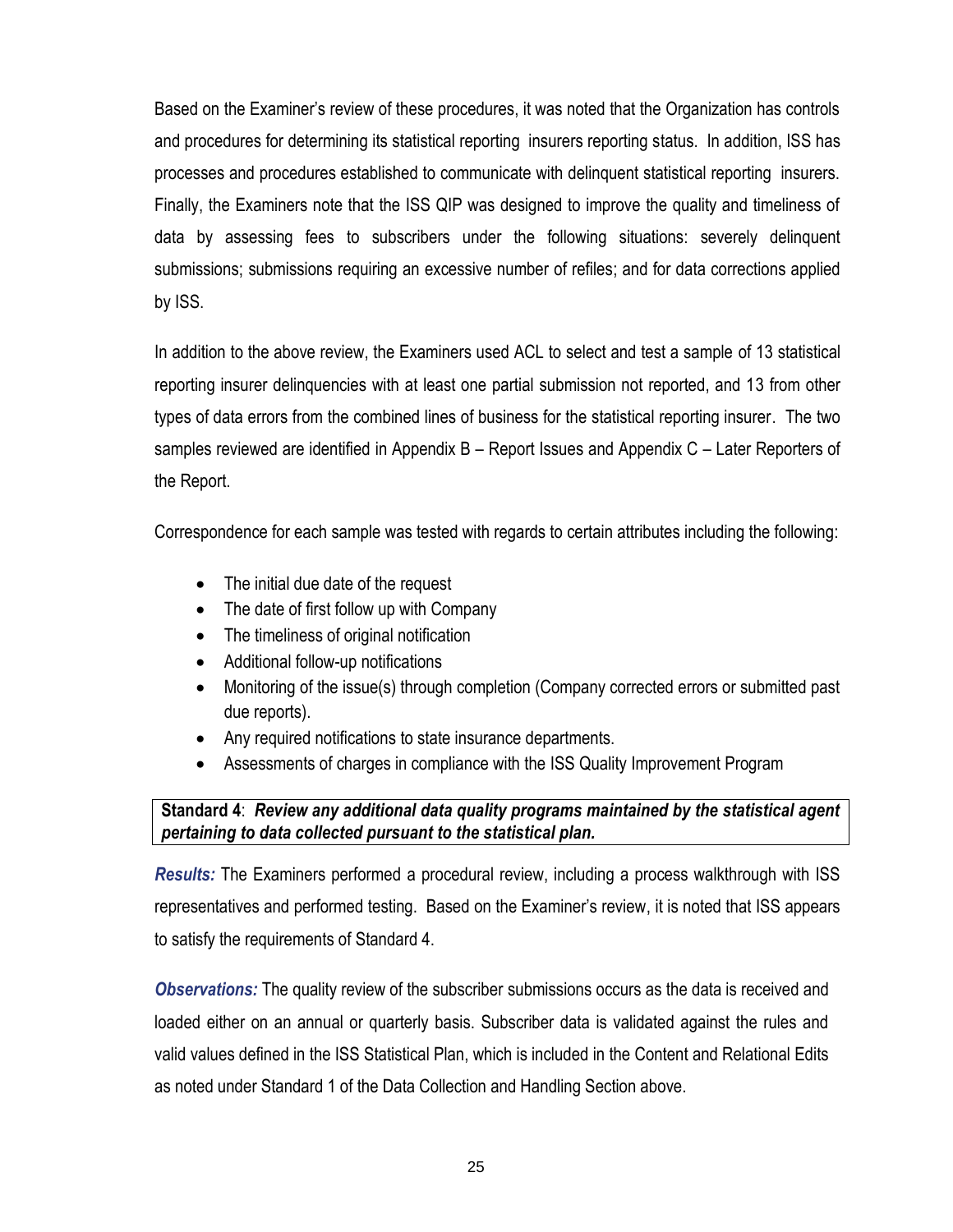Based on the Examiner's review of these procedures, it was noted that the Organization has controls and procedures for determining its statistical reporting insurers reporting status. In addition, ISS has processes and procedures established to communicate with delinquent statistical reporting insurers. Finally, the Examiners note that the ISS QIP was designed to improve the quality and timeliness of data by assessing fees to subscribers under the following situations: severely delinquent submissions; submissions requiring an excessive number of refiles; and for data corrections applied by ISS.

In addition to the above review, the Examiners used ACL to select and test a sample of 13 statistical reporting insurer delinquencies with at least one partial submission not reported, and 13 from other types of data errors from the combined lines of business for the statistical reporting insurer. The two samples reviewed are identified in Appendix B – Report Issues and Appendix C – Later Reporters of the Report.

Correspondence for each sample was tested with regards to certain attributes including the following:

- The initial due date of the request
- The date of first follow up with Company
- The timeliness of original notification
- Additional follow-up notifications
- Monitoring of the issue(s) through completion (Company corrected errors or submitted past due reports).
- Any required notifications to state insurance departments.
- Assessments of charges in compliance with the ISS Quality Improvement Program

**Standard 4**: ***Review any additional data quality programs maintained by the statistical agent pertaining to data collected pursuant to the statistical plan.***

***Results:*** The Examiners performed a procedural review, including a process walkthrough with ISS representatives and performed testing. Based on the Examiner's review, it is noted that ISS appears to satisfy the requirements of Standard 4.

***Observations:*** The quality review of the subscriber submissions occurs as the data is received and loaded either on an annual or quarterly basis. Subscriber data is validated against the rules and valid values defined in the ISS Statistical Plan, which is included in the Content and Relational Edits as noted under Standard 1 of the Data Collection and Handling Section above.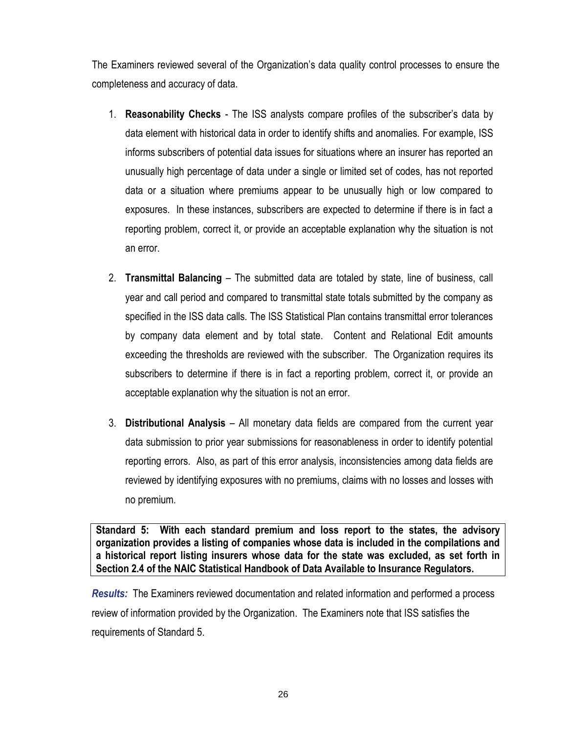The Examiners reviewed several of the Organization's data quality control processes to ensure the completeness and accuracy of data.

1. **Reasonability Checks** - The ISS analysts compare profiles of the subscriber's data by data element with historical data in order to identify shifts and anomalies. For example, ISS informs subscribers of potential data issues for situations where an insurer has reported an unusually high percentage of data under a single or limited set of codes, has not reported data or a situation where premiums appear to be unusually high or low compared to exposures. In these instances, subscribers are expected to determine if there is in fact a reporting problem, correct it, or provide an acceptable explanation why the situation is not an error.

2. **Transmittal Balancing** – The submitted data are totaled by state, line of business, call year and call period and compared to transmittal state totals submitted by the company as specified in the ISS data calls. The ISS Statistical Plan contains transmittal error tolerances by company data element and by total state. Content and Relational Edit amounts exceeding the thresholds are reviewed with the subscriber. The Organization requires its subscribers to determine if there is in fact a reporting problem, correct it, or provide an acceptable explanation why the situation is not an error.

3. **Distributional Analysis** – All monetary data fields are compared from the current year data submission to prior year submissions for reasonableness in order to identify potential reporting errors. Also, as part of this error analysis, inconsistencies among data fields are reviewed by identifying exposures with no premiums, claims with no losses and losses with no premium.

**Standard 5: With each standard premium and loss report to the states, the advisory organization provides a listing of companies whose data is included in the compilations and a historical report listing insurers whose data for the state was excluded, as set forth in Section 2.4 of the NAIC Statistical Handbook of Data Available to Insurance Regulators.**

***Results:*** The Examiners reviewed documentation and related information and performed a process review of information provided by the Organization. The Examiners note that ISS satisfies the requirements of Standard 5.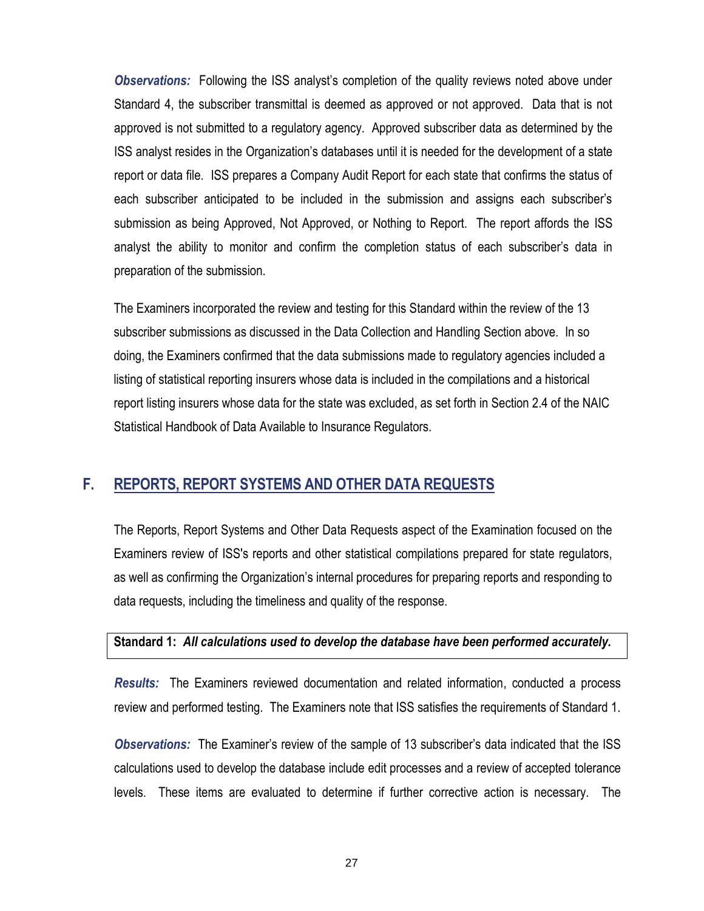***Observations:*** Following the ISS analyst's completion of the quality reviews noted above under Standard 4, the subscriber transmittal is deemed as approved or not approved. Data that is not approved is not submitted to a regulatory agency. Approved subscriber data as determined by the ISS analyst resides in the Organization's databases until it is needed for the development of a state report or data file. ISS prepares a Company Audit Report for each state that confirms the status of each subscriber anticipated to be included in the submission and assigns each subscriber's submission as being Approved, Not Approved, or Nothing to Report. The report affords the ISS analyst the ability to monitor and confirm the completion status of each subscriber's data in preparation of the submission.

The Examiners incorporated the review and testing for this Standard within the review of the 13 subscriber submissions as discussed in the Data Collection and Handling Section above. In so doing, the Examiners confirmed that the data submissions made to regulatory agencies included a listing of statistical reporting insurers whose data is included in the compilations and a historical report listing insurers whose data for the state was excluded, as set forth in Section 2.4 of the NAIC Statistical Handbook of Data Available to Insurance Regulators.

## F. REPORTS, REPORT SYSTEMS AND OTHER DATA REQUESTS

The Reports, Report Systems and Other Data Requests aspect of the Examination focused on the Examiners review of ISS's reports and other statistical compilations prepared for state regulators, as well as confirming the Organization's internal procedures for preparing reports and responding to data requests, including the timeliness and quality of the response.

**Standard 1:** ***All calculations used to develop the database have been performed accurately.***

***Results:*** The Examiners reviewed documentation and related information, conducted a process review and performed testing. The Examiners note that ISS satisfies the requirements of Standard 1.

***Observations:*** The Examiner's review of the sample of 13 subscriber's data indicated that the ISS calculations used to develop the database include edit processes and a review of accepted tolerance levels. These items are evaluated to determine if further corrective action is necessary. The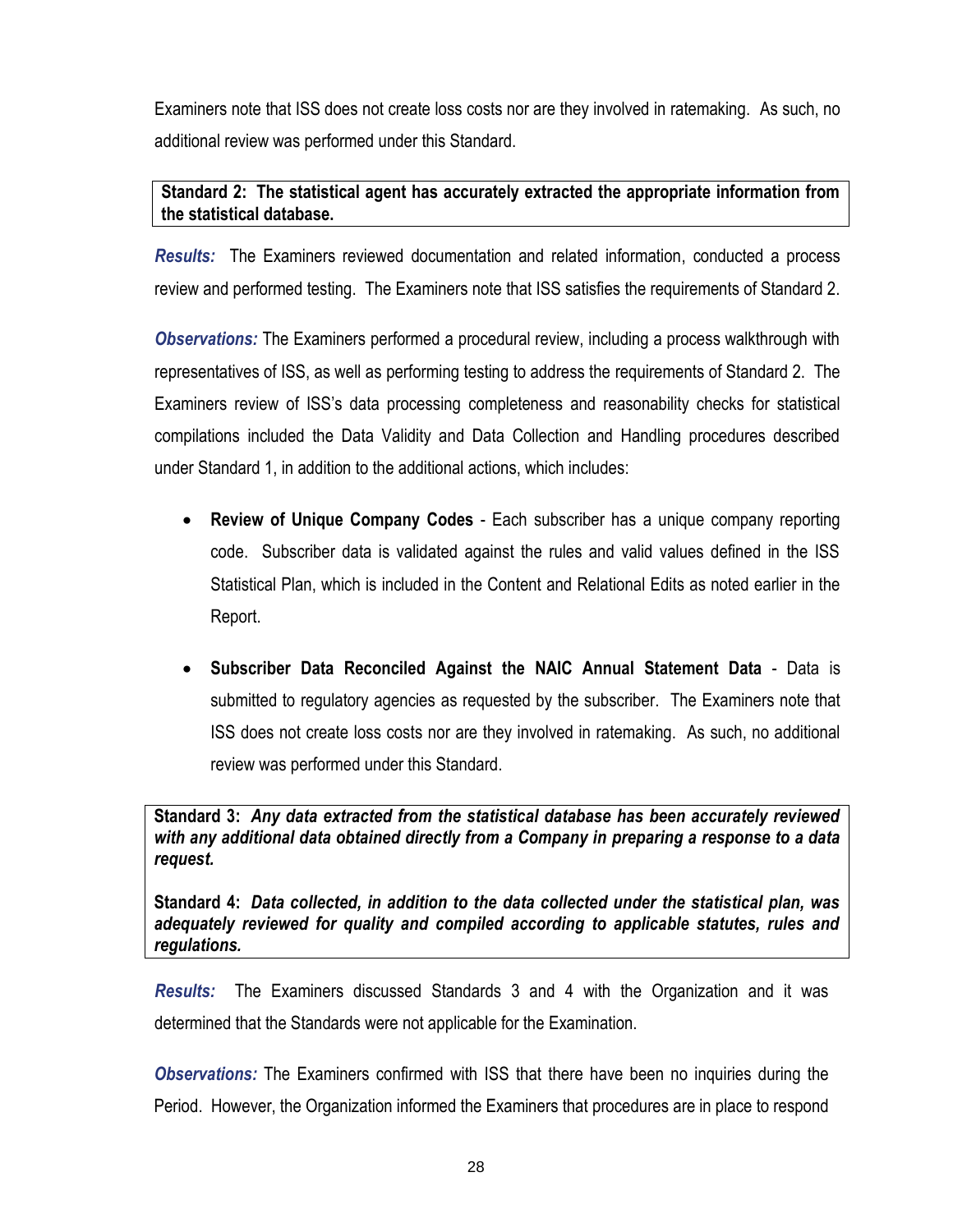Examiners note that ISS does not create loss costs nor are they involved in ratemaking. As such, no additional review was performed under this Standard.

**Standard 2: The statistical agent has accurately extracted the appropriate information from the statistical database.**

***Results:*** The Examiners reviewed documentation and related information, conducted a process review and performed testing. The Examiners note that ISS satisfies the requirements of Standard 2.

***Observations:*** The Examiners performed a procedural review, including a process walkthrough with representatives of ISS, as well as performing testing to address the requirements of Standard 2. The Examiners review of ISS's data processing completeness and reasonability checks for statistical compilations included the Data Validity and Data Collection and Handling procedures described under Standard 1, in addition to the additional actions, which includes:

- **Review of Unique Company Codes** - Each subscriber has a unique company reporting code. Subscriber data is validated against the rules and valid values defined in the ISS Statistical Plan, which is included in the Content and Relational Edits as noted earlier in the Report.

- **Subscriber Data Reconciled Against the NAIC Annual Statement Data** - Data is submitted to regulatory agencies as requested by the subscriber. The Examiners note that ISS does not create loss costs nor are they involved in ratemaking. As such, no additional review was performed under this Standard.

**Standard 3:** ***Any data extracted from the statistical database has been accurately reviewed with any additional data obtained directly from a Company in preparing a response to a data request.***

**Standard 4:** ***Data collected, in addition to the data collected under the statistical plan, was adequately reviewed for quality and compiled according to applicable statutes, rules and regulations.***

***Results:*** The Examiners discussed Standards 3 and 4 with the Organization and it was determined that the Standards were not applicable for the Examination.

***Observations:*** The Examiners confirmed with ISS that there have been no inquiries during the Period. However, the Organization informed the Examiners that procedures are in place to respond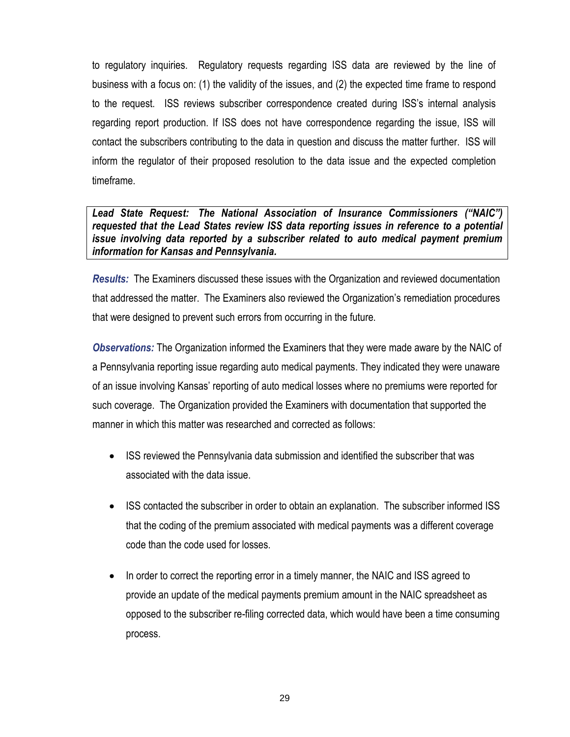to regulatory inquiries. Regulatory requests regarding ISS data are reviewed by the line of business with a focus on: (1) the validity of the issues, and (2) the expected time frame to respond to the request. ISS reviews subscriber correspondence created during ISS's internal analysis regarding report production. If ISS does not have correspondence regarding the issue, ISS will contact the subscribers contributing to the data in question and discuss the matter further. ISS will inform the regulator of their proposed resolution to the data issue and the expected completion timeframe.

***Lead State Request: The National Association of Insurance Commissioners ("NAIC") requested that the Lead States review ISS data reporting issues in reference to a potential issue involving data reported by a subscriber related to auto medical payment premium information for Kansas and Pennsylvania.***

***Results:*** The Examiners discussed these issues with the Organization and reviewed documentation that addressed the matter. The Examiners also reviewed the Organization's remediation procedures that were designed to prevent such errors from occurring in the future.

***Observations:*** The Organization informed the Examiners that they were made aware by the NAIC of a Pennsylvania reporting issue regarding auto medical payments. They indicated they were unaware of an issue involving Kansas' reporting of auto medical losses where no premiums were reported for such coverage. The Organization provided the Examiners with documentation that supported the manner in which this matter was researched and corrected as follows:

- ISS reviewed the Pennsylvania data submission and identified the subscriber that was associated with the data issue.
- ISS contacted the subscriber in order to obtain an explanation. The subscriber informed ISS that the coding of the premium associated with medical payments was a different coverage code than the code used for losses.
- In order to correct the reporting error in a timely manner, the NAIC and ISS agreed to provide an update of the medical payments premium amount in the NAIC spreadsheet as opposed to the subscriber re-filing corrected data, which would have been a time consuming process.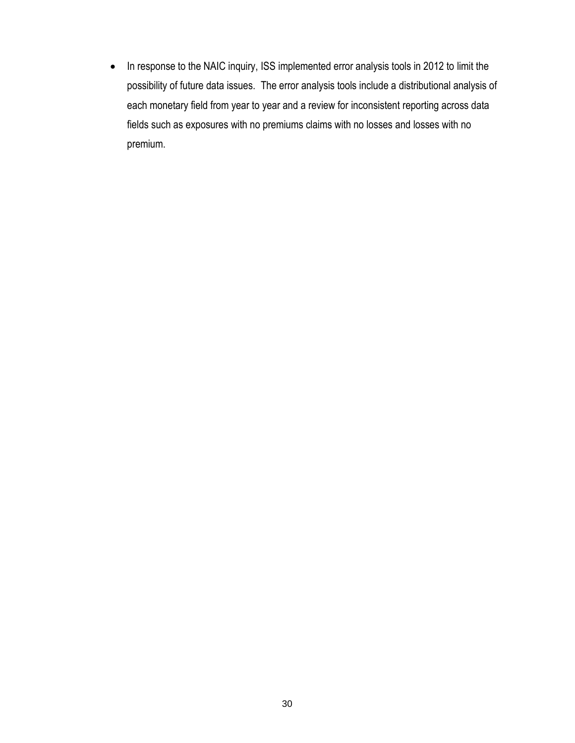- In response to the NAIC inquiry, ISS implemented error analysis tools in 2012 to limit the possibility of future data issues. The error analysis tools include a distributional analysis of each monetary field from year to year and a review for inconsistent reporting across data fields such as exposures with no premiums claims with no losses and losses with no premium.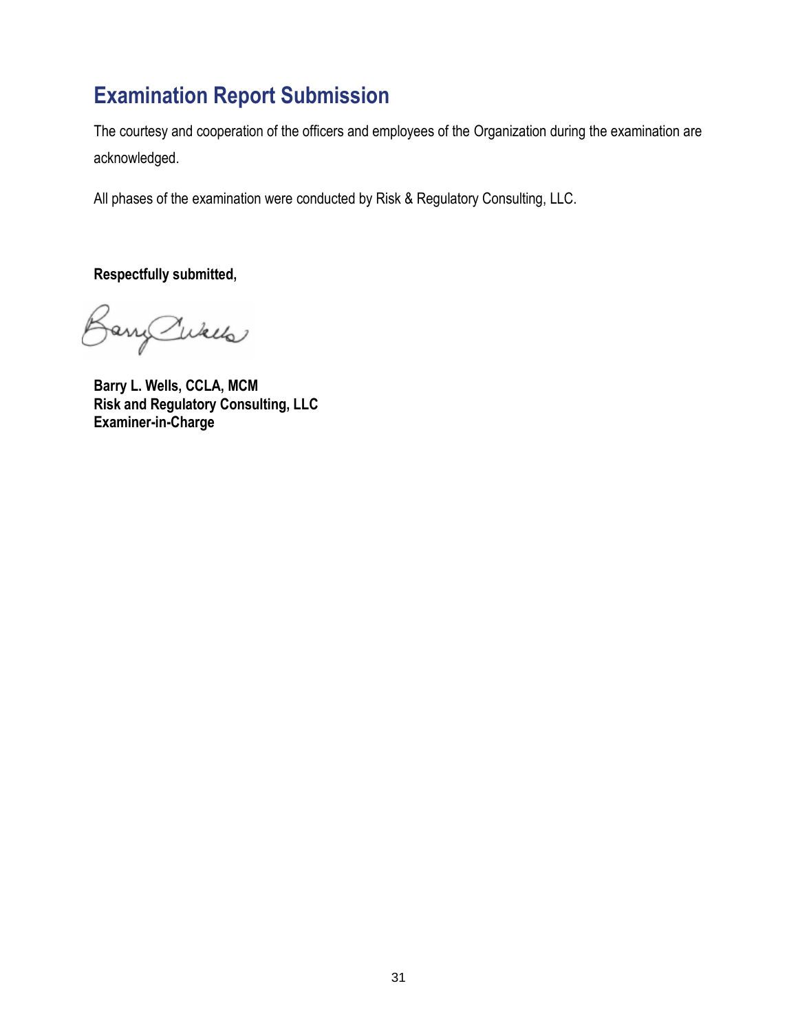## Examination Report Submission

The courtesy and cooperation of the officers and employees of the Organization during the examination are acknowledged.

All phases of the examination were conducted by Risk & Regulatory Consulting, LLC.

**Respectfully submitted,**

**Barry L. Wells, CCLA, MCM**
**Risk and Regulatory Consulting, LLC**
**Examiner-in-Charge**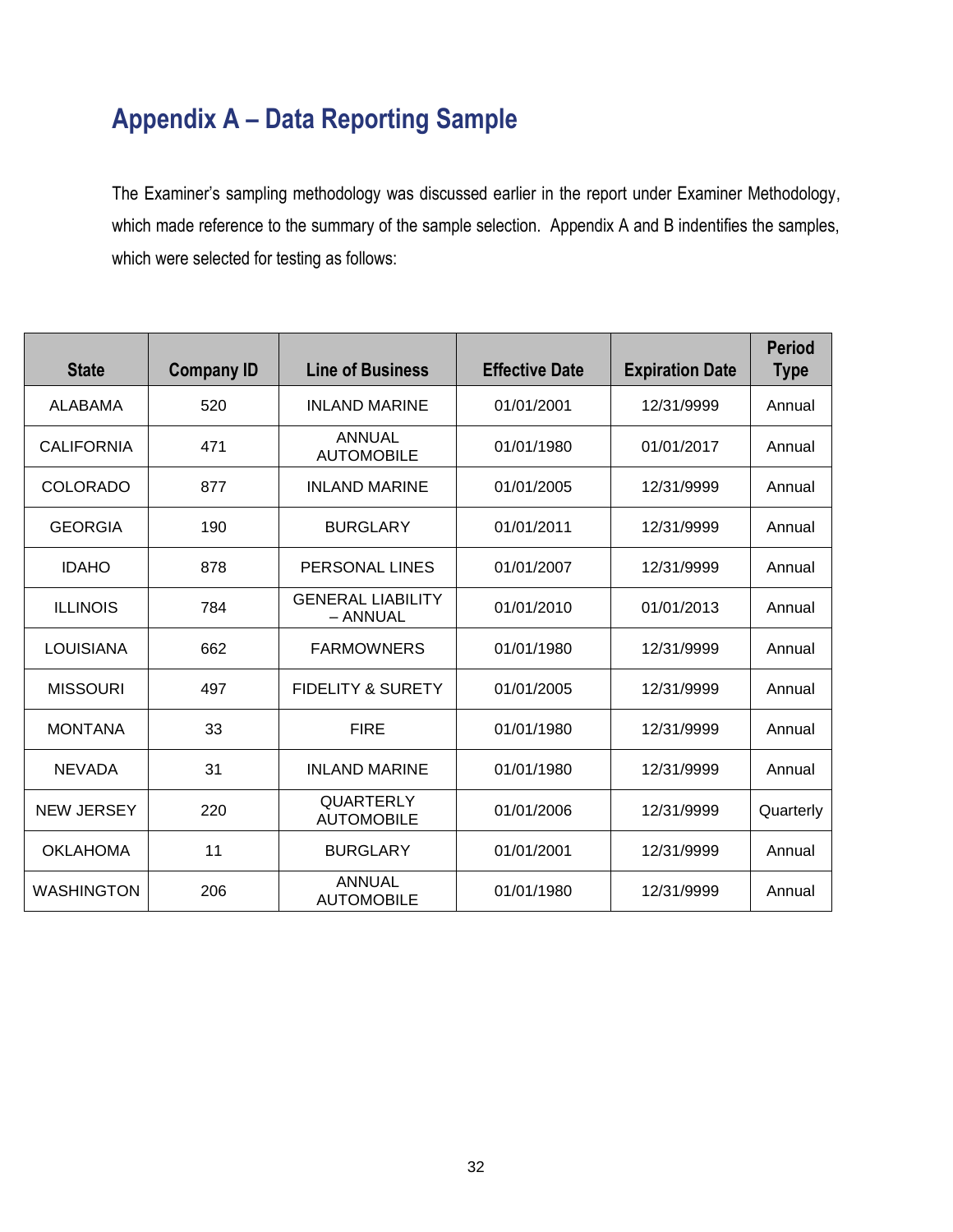# Appendix A – Data Reporting Sample

The Examiner's sampling methodology was discussed earlier in the report under Examiner Methodology, which made reference to the summary of the sample selection. Appendix A and B indentifies the samples, which were selected for testing as follows:

| State | Company ID | Line of Business | Effective Date | Expiration Date | Period Type |
|---|---|---|---|---|---|
| ALABAMA | 520 | INLAND MARINE | 01/01/2001 | 12/31/9999 | Annual |
| CALIFORNIA | 471 | ANNUAL AUTOMOBILE | 01/01/1980 | 01/01/2017 | Annual |
| COLORADO | 877 | INLAND MARINE | 01/01/2005 | 12/31/9999 | Annual |
| GEORGIA | 190 | BURGLARY | 01/01/2011 | 12/31/9999 | Annual |
| IDAHO | 878 | PERSONAL LINES | 01/01/2007 | 12/31/9999 | Annual |
| ILLINOIS | 784 | GENERAL LIABILITY – ANNUAL | 01/01/2010 | 01/01/2013 | Annual |
| LOUISIANA | 662 | FARMOWNERS | 01/01/1980 | 12/31/9999 | Annual |
| MISSOURI | 497 | FIDELITY & SURETY | 01/01/2005 | 12/31/9999 | Annual |
| MONTANA | 33 | FIRE | 01/01/1980 | 12/31/9999 | Annual |
| NEVADA | 31 | INLAND MARINE | 01/01/1980 | 12/31/9999 | Annual |
| NEW JERSEY | 220 | QUARTERLY AUTOMOBILE | 01/01/2006 | 12/31/9999 | Quarterly |
| OKLAHOMA | 11 | BURGLARY | 01/01/2001 | 12/31/9999 | Annual |
| WASHINGTON | 206 | ANNUAL AUTOMOBILE | 01/01/1980 | 12/31/9999 | Annual |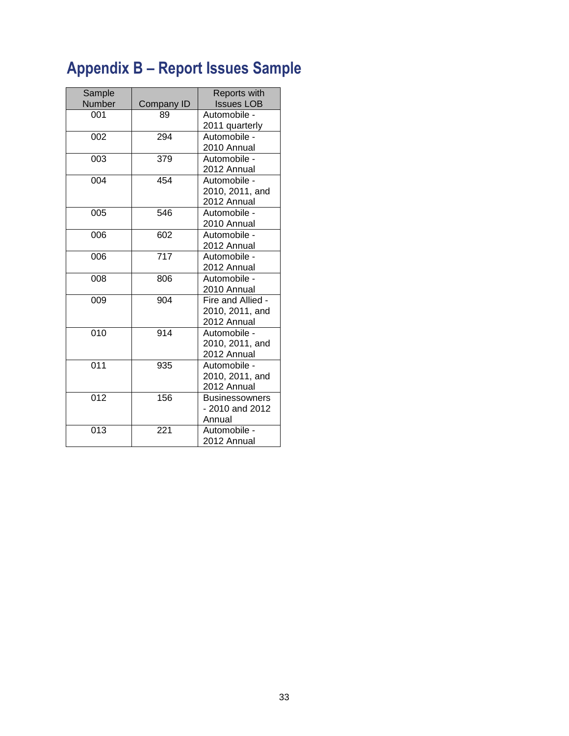# Appendix B – Report Issues Sample

| Sample Number | Company ID | Reports with Issues LOB |
|---|---|---|
| 001 | 89 | Automobile - 2011 quarterly |
| 002 | 294 | Automobile - 2010 Annual |
| 003 | 379 | Automobile - 2012 Annual |
| 004 | 454 | Automobile - 2010, 2011, and 2012 Annual |
| 005 | 546 | Automobile - 2010 Annual |
| 006 | 602 | Automobile - 2012 Annual |
| 006 | 717 | Automobile - 2012 Annual |
| 008 | 806 | Automobile - 2010 Annual |
| 009 | 904 | Fire and Allied - 2010, 2011, and 2012 Annual |
| 010 | 914 | Automobile - 2010, 2011, and 2012 Annual |
| 011 | 935 | Automobile - 2010, 2011, and 2012 Annual |
| 012 | 156 | Businessowners - 2010 and 2012 Annual |
| 013 | 221 | Automobile - 2012 Annual |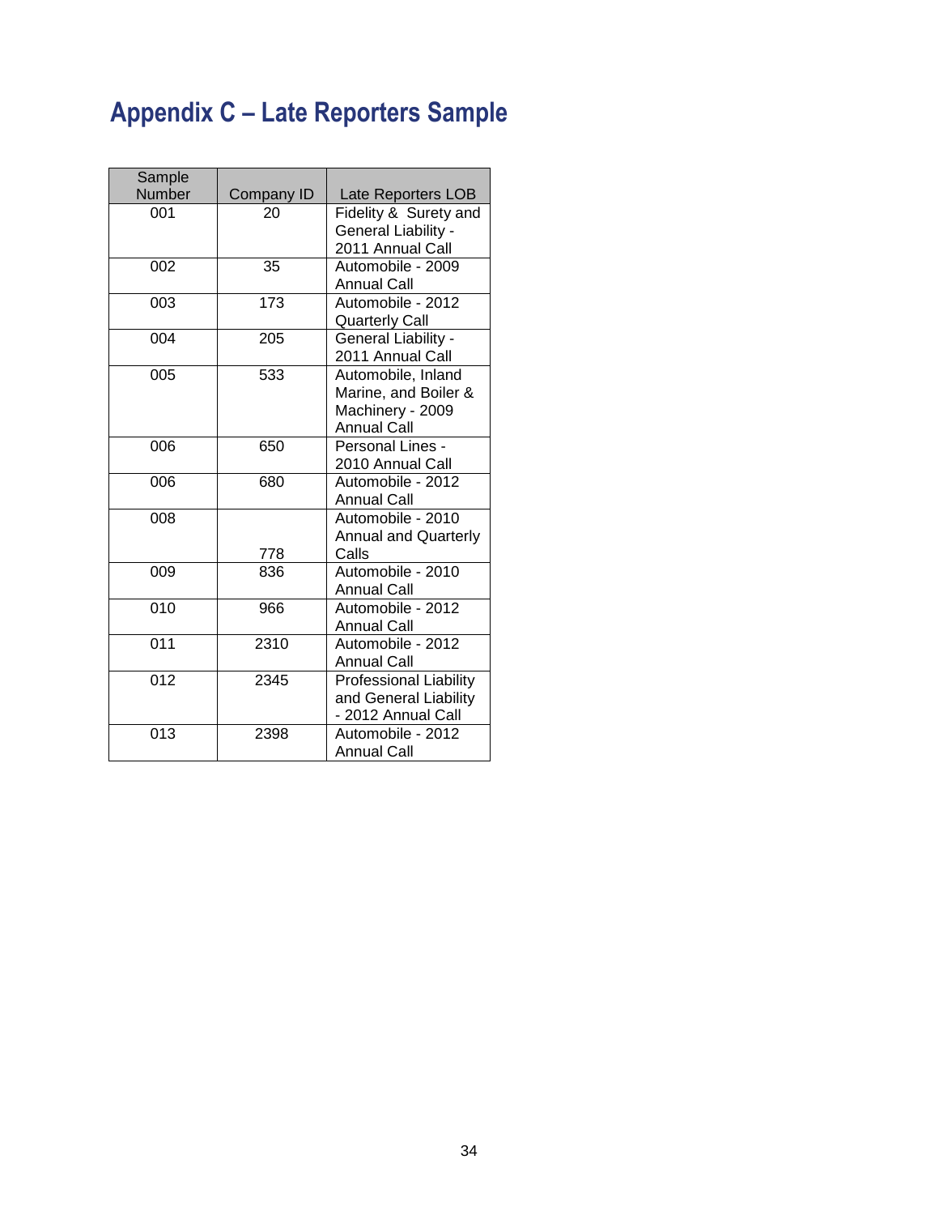# Appendix C – Late Reporters Sample

| Sample Number | Company ID | Late Reporters LOB |
|---|---|---|
| 001 | 20 | Fidelity & Surety and General Liability - 2011 Annual Call |
| 002 | 35 | Automobile - 2009 Annual Call |
| 003 | 173 | Automobile - 2012 Quarterly Call |
| 004 | 205 | General Liability - 2011 Annual Call |
| 005 | 533 | Automobile, Inland Marine, and Boiler & Machinery - 2009 Annual Call |
| 006 | 650 | Personal Lines - 2010 Annual Call |
| 006 | 680 | Automobile - 2012 Annual Call |
| 008 | 778 | Automobile - 2010 Annual and Quarterly Calls |
| 009 | 836 | Automobile - 2010 Annual Call |
| 010 | 966 | Automobile - 2012 Annual Call |
| 011 | 2310 | Automobile - 2012 Annual Call |
| 012 | 2345 | Professional Liability and General Liability - 2012 Annual Call |
| 013 | 2398 | Automobile - 2012 Annual Call |